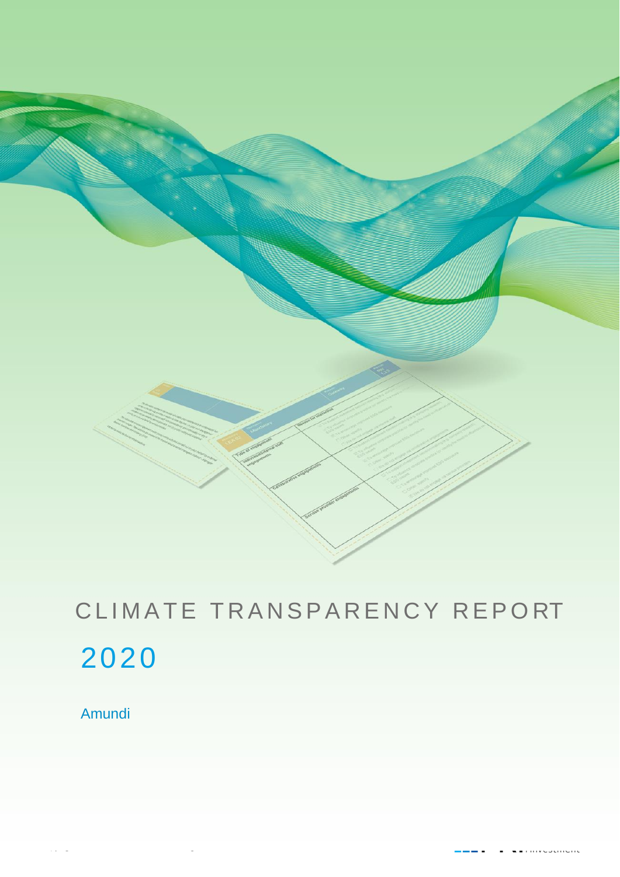# CLIMATE TRANSPARENCY REPORT

## 2020

Amundi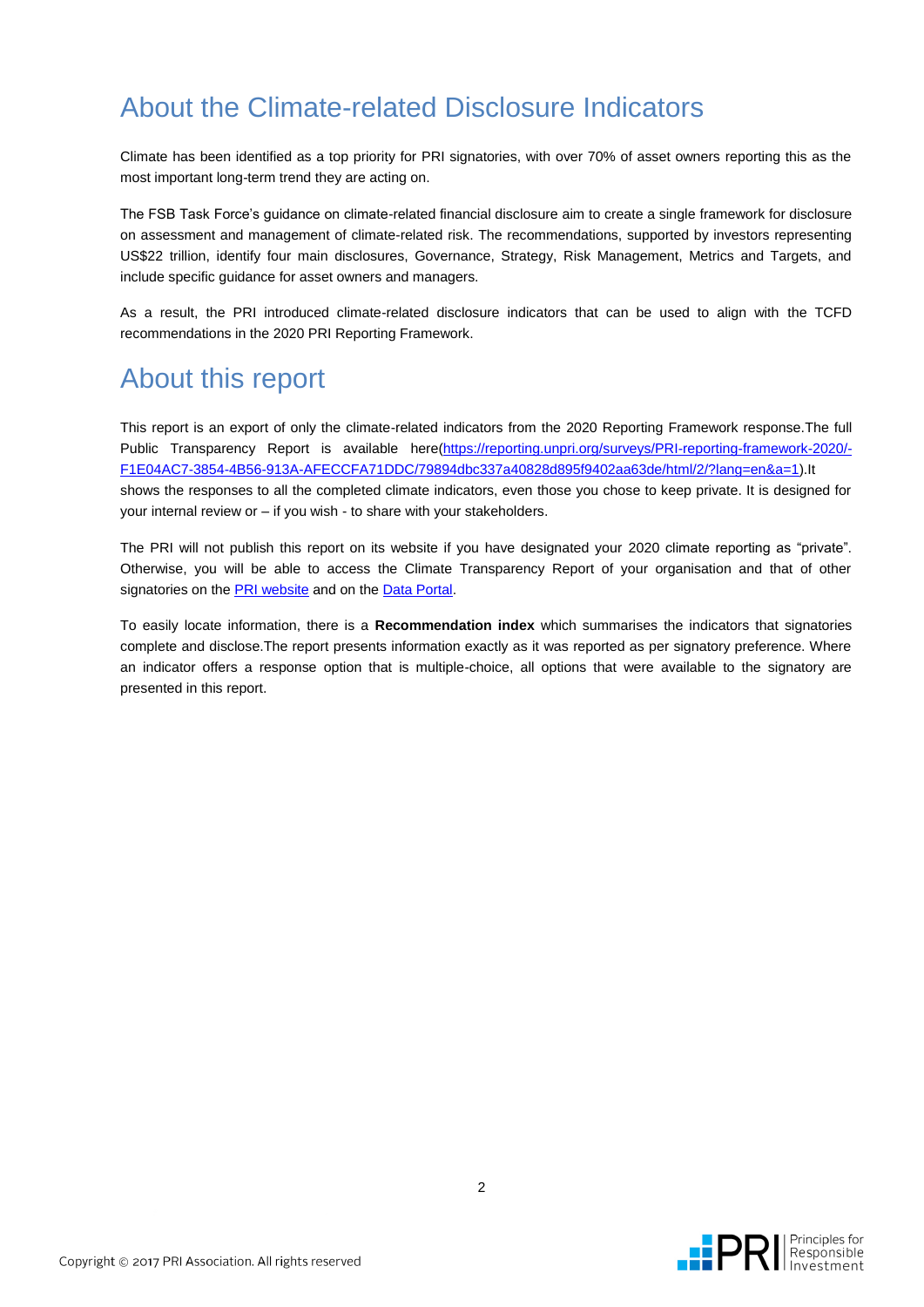# About the Climate-related Disclosure Indicators

Climate has been identified as a top priority for PRI signatories, with over 70% of asset owners reporting this as the most important long-term trend they are acting on.

The FSB Task Force's guidance on climate-related financial disclosure aim to create a single framework for disclosure on assessment and management of climate-related risk. The recommendations, supported by investors representing US$22 trillion, identify four main disclosures, Governance, Strategy, Risk Management, Metrics and Targets, and include specific guidance for asset owners and managers.

As a result, the PRI introduced climate-related disclosure indicators that can be used to align with the TCFD recommendations in the 2020 PRI Reporting Framework.

# About this report

This report is an export of only the climate-related indicators from the 2020 Reporting Framework response.The full Public Transparency Report is available here(https://reporting.unpri.org/surveys/PRI-reporting-framework-2020/-F1E04AC7-3854-4B56-913A-AFECCFA71DDC/79894dbc337a40828d895f9402aa63de/html/2/?lang=en&a=1).It shows the responses to all the completed climate indicators, even those you chose to keep private. It is designed for your internal review or – if you wish - to share with your stakeholders.

The PRI will not publish this report on its website if you have designated your 2020 climate reporting as "private". Otherwise, you will be able to access the Climate Transparency Report of your organisation and that of other signatories on the PRI website and on the Data Portal.

To easily locate information, there is a **Recommendation index** which summarises the indicators that signatories complete and disclose.The report presents information exactly as it was reported as per signatory preference. Where an indicator offers a response option that is multiple-choice, all options that were available to the signatory are presented in this report.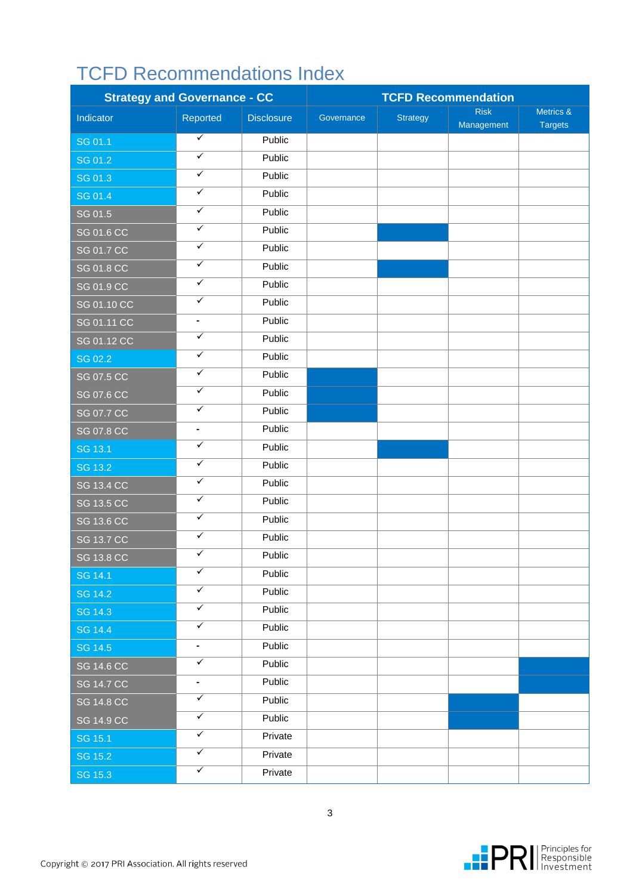# TCFD Recommendations Index

| Strategy and Governance - CC | | | TCFD Recommendation | | | |
|---|---|---|---|---|---|---|
| Indicator | Reported | Disclosure | Governance | Strategy | Risk Management | Metrics & Targets |
| SG 01.1 | ✓ | Public | | | | |
| SG 01.2 | ✓ | Public | | | | |
| SG 01.3 | ✓ | Public | | | | |
| SG 01.4 | ✓ | Public | | | | |
| SG 01.5 | ✓ | Public | | | | |
| SG 01.6 CC | ✓ | Public | | ■ | | |
| SG 01.7 CC | ✓ | Public | | | | |
| SG 01.8 CC | ✓ | Public | | ■ | | |
| SG 01.9 CC | ✓ | Public | | | | |
| SG 01.10 CC | ✓ | Public | | | | |
| SG 01.11 CC | - | Public | | | | |
| SG 01.12 CC | ✓ | Public | | | | |
| SG 02.2 | ✓ | Public | | | | |
| SG 07.5 CC | ✓ | Public | ■ | | | |
| SG 07.6 CC | ✓ | Public | ■ | | | |
| SG 07.7 CC | ✓ | Public | ■ | | | |
| SG 07.8 CC | - | Public | | | | |
| SG 13.1 | ✓ | Public | | ■ | | |
| SG 13.2 | ✓ | Public | | | | |
| SG 13.4 CC | ✓ | Public | | | | |
| SG 13.5 CC | ✓ | Public | | | | |
| SG 13.6 CC | ✓ | Public | | | | |
| SG 13.7 CC | ✓ | Public | | | | |
| SG 13.8 CC | ✓ | Public | | | | |
| SG 14.1 | ✓ | Public | | | | |
| SG 14.2 | ✓ | Public | | | | |
| SG 14.3 | ✓ | Public | | | | |
| SG 14.4 | ✓ | Public | | | | |
| SG 14.5 | - | Public | | | | |
| SG 14.6 CC | ✓ | Public | | | | ■ |
| SG 14.7 CC | - | Public | | | | ■ |
| SG 14.8 CC | ✓ | Public | | | ■ | |
| SG 14.9 CC | ✓ | Public | | | ■ | |
| SG 15.1 | ✓ | Private | | | | |
| SG 15.2 | ✓ | Private | | | | |
| SG 15.3 | ✓ | Private | | | | |

Copyright © 2017 PRI Association. All rights reserved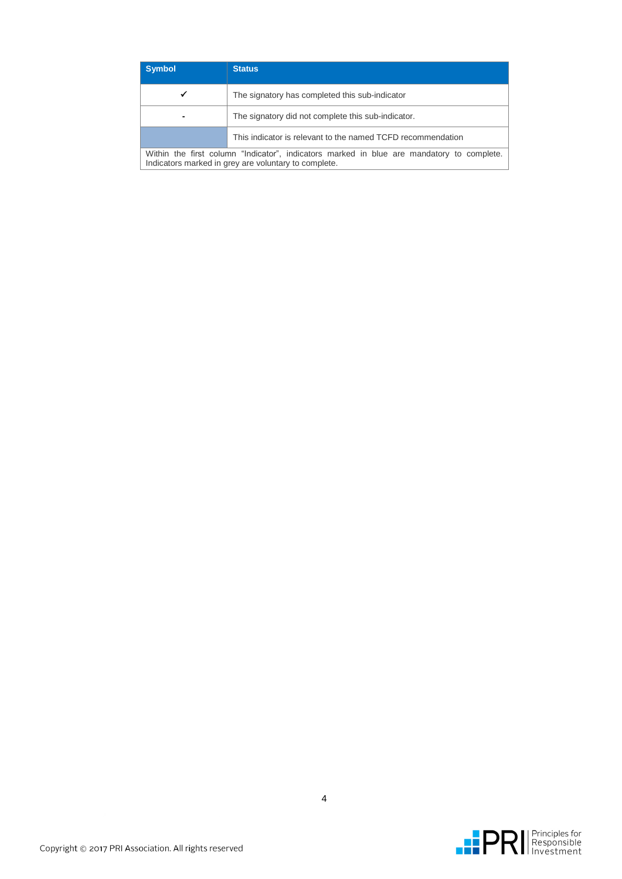| Symbol | Status |
| --- | --- |
| ✓ | The signatory has completed this sub-indicator |
| - | The signatory did not complete this sub-indicator. |
|  | This indicator is relevant to the named TCFD recommendation |
| Within the first column "Indicator", indicators marked in blue are mandatory to complete. Indicators marked in grey are voluntary to complete. | |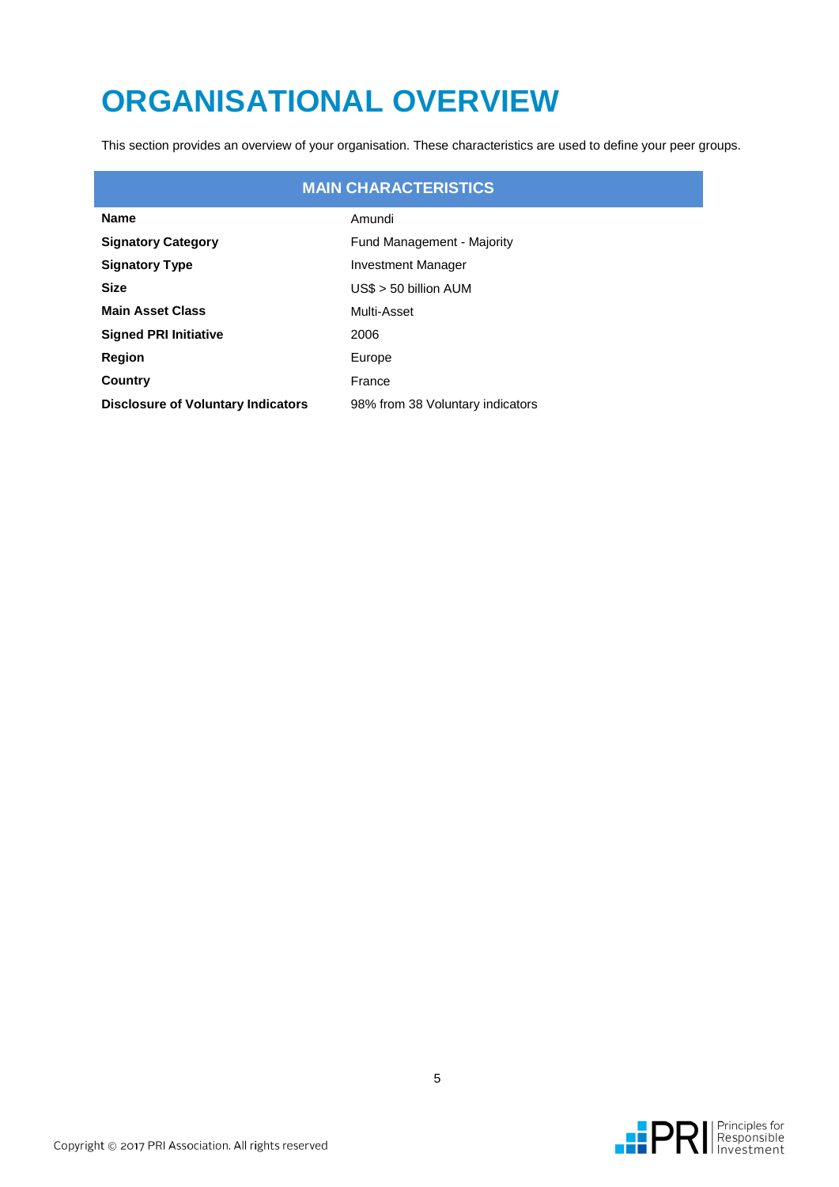# ORGANISATIONAL OVERVIEW

This section provides an overview of your organisation. These characteristics are used to define your peer groups.

| MAIN CHARACTERISTICS | |
|---|---|
| **Name** | Amundi |
| **Signatory Category** | Fund Management - Majority |
| **Signatory Type** | Investment Manager |
| **Size** | US$ > 50 billion AUM |
| **Main Asset Class** | Multi-Asset |
| **Signed PRI Initiative** | 2006 |
| **Region** | Europe |
| **Country** | France |
| **Disclosure of Voluntary Indicators** | 98% from 38 Voluntary indicators |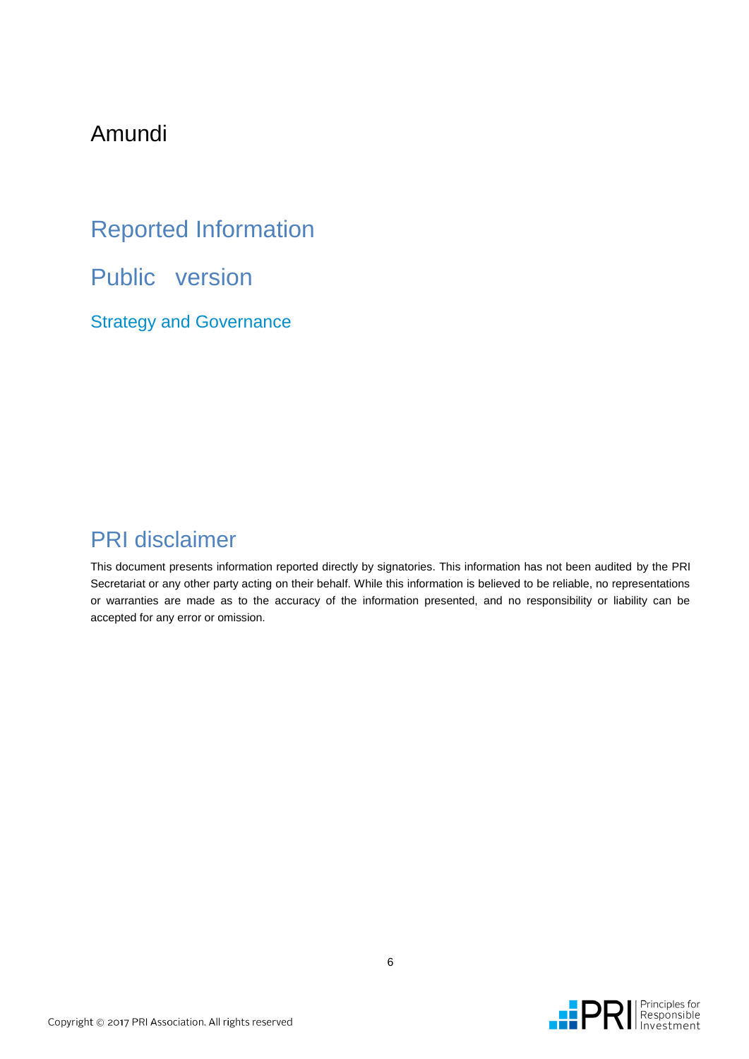Amundi

# Reported Information

# Public version

## Strategy and Governance

## PRI disclaimer

This document presents information reported directly by signatories. This information has not been audited by the PRI Secretariat or any other party acting on their behalf. While this information is believed to be reliable, no representations or warranties are made as to the accuracy of the information presented, and no responsibility or liability can be accepted for any error or omission.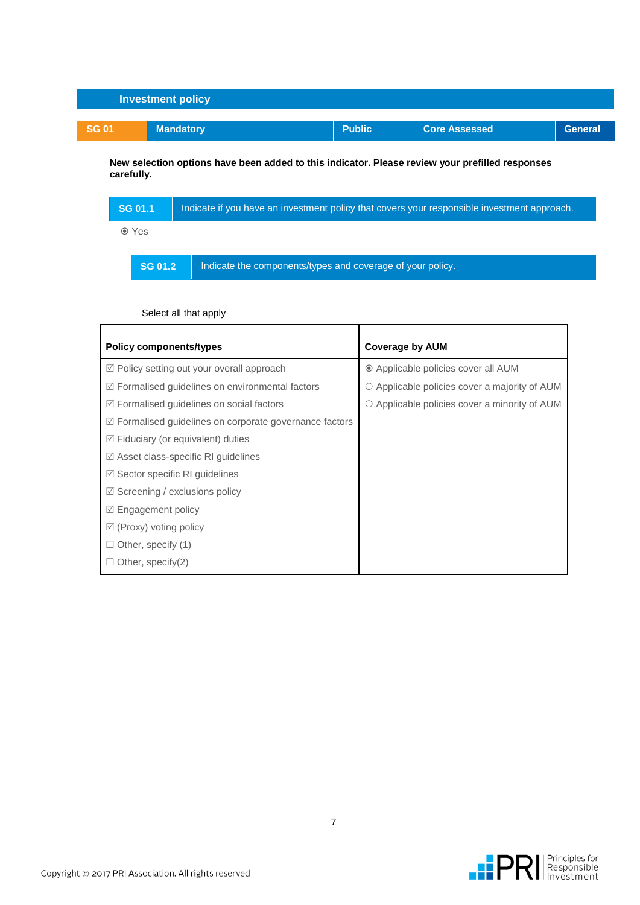## Investment policy

| SG 01 | Mandatory | Public | Core Assessed | General |
|---|---|---|---|---|

**New selection options have been added to this indicator. Please review your prefilled responses carefully.**

| SG 01.1 | Indicate if you have an investment policy that covers your responsible investment approach. |
|---|---|

◉ Yes

| SG 01.2 | Indicate the components/types and coverage of your policy. |
|---|---|

Select all that apply

| Policy components/types | Coverage by AUM |
|---|---|
| ☑ Policy setting out your overall approach | ◉ Applicable policies cover all AUM |
| ☑ Formalised guidelines on environmental factors | ○ Applicable policies cover a majority of AUM |
| ☑ Formalised guidelines on social factors | ○ Applicable policies cover a minority of AUM |
| ☑ Formalised guidelines on corporate governance factors | |
| ☑ Fiduciary (or equivalent) duties | |
| ☑ Asset class-specific RI guidelines | |
| ☑ Sector specific RI guidelines | |
| ☑ Screening / exclusions policy | |
| ☑ Engagement policy | |
| ☑ (Proxy) voting policy | |
| ☐ Other, specify (1) | |
| ☐ Other, specify(2) | |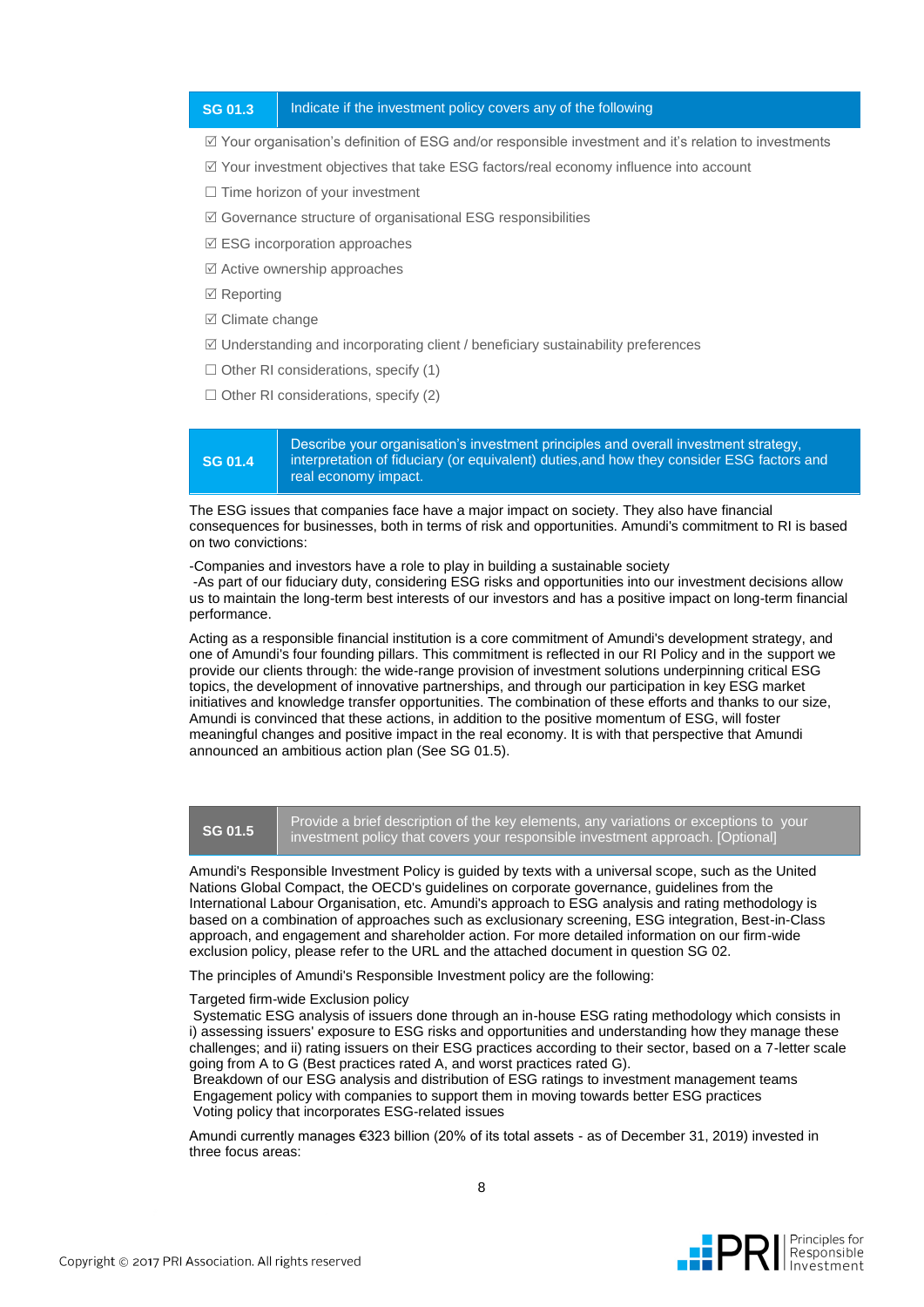| SG 01.3 | Indicate if the investment policy covers any of the following |
|---|---|

☑ Your organisation's definition of ESG and/or responsible investment and it's relation to investments

☑ Your investment objectives that take ESG factors/real economy influence into account

☐ Time horizon of your investment

☑ Governance structure of organisational ESG responsibilities

☑ ESG incorporation approaches

☑ Active ownership approaches

☑ Reporting

☑ Climate change

☑ Understanding and incorporating client / beneficiary sustainability preferences

☐ Other RI considerations, specify (1)

☐ Other RI considerations, specify (2)

| SG 01.4 | Describe your organisation's investment principles and overall investment strategy, interpretation of fiduciary (or equivalent) duties,and how they consider ESG factors and real economy impact. |
|---|---|

The ESG issues that companies face have a major impact on society. They also have financial consequences for businesses, both in terms of risk and opportunities. Amundi's commitment to RI is based on two convictions:

-Companies and investors have a role to play in building a sustainable society
-As part of our fiduciary duty, considering ESG risks and opportunities into our investment decisions allow us to maintain the long-term best interests of our investors and has a positive impact on long-term financial performance.

Acting as a responsible financial institution is a core commitment of Amundi's development strategy, and one of Amundi's four founding pillars. This commitment is reflected in our RI Policy and in the support we provide our clients through: the wide-range provision of investment solutions underpinning critical ESG topics, the development of innovative partnerships, and through our participation in key ESG market initiatives and knowledge transfer opportunities. The combination of these efforts and thanks to our size, Amundi is convinced that these actions, in addition to the positive momentum of ESG, will foster meaningful changes and positive impact in the real economy. It is with that perspective that Amundi announced an ambitious action plan (See SG 01.5).

| SG 01.5 | Provide a brief description of the key elements, any variations or exceptions to your investment policy that covers your responsible investment approach. [Optional] |
|---|---|

Amundi's Responsible Investment Policy is guided by texts with a universal scope, such as the United Nations Global Compact, the OECD's guidelines on corporate governance, guidelines from the International Labour Organisation, etc. Amundi's approach to ESG analysis and rating methodology is based on a combination of approaches such as exclusionary screening, ESG integration, Best-in-Class approach, and engagement and shareholder action. For more detailed information on our firm-wide exclusion policy, please refer to the URL and the attached document in question SG 02.

The principles of Amundi's Responsible Investment policy are the following:

Targeted firm-wide Exclusion policy
Systematic ESG analysis of issuers done through an in-house ESG rating methodology which consists in i) assessing issuers' exposure to ESG risks and opportunities and understanding how they manage these challenges; and ii) rating issuers on their ESG practices according to their sector, based on a 7-letter scale going from A to G (Best practices rated A, and worst practices rated G).
Breakdown of our ESG analysis and distribution of ESG ratings to investment management teams
Engagement policy with companies to support them in moving towards better ESG practices
Voting policy that incorporates ESG-related issues

Amundi currently manages €323 billion (20% of its total assets - as of December 31, 2019) invested in three focus areas: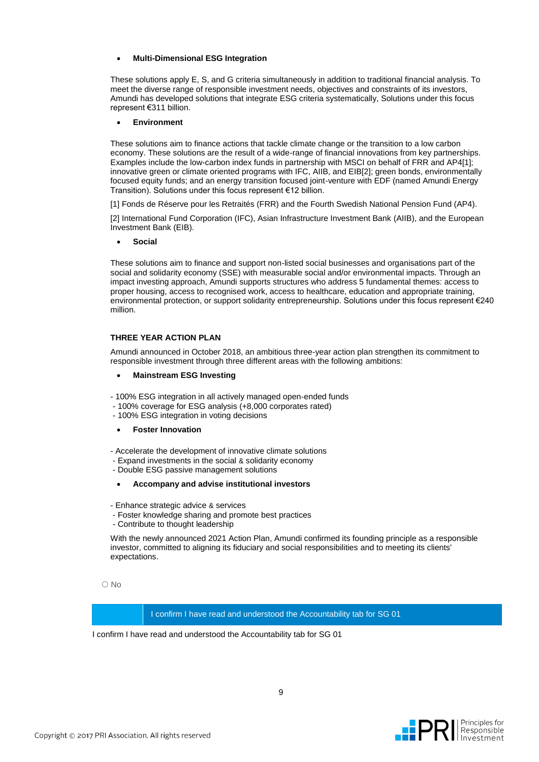- **Multi-Dimensional ESG Integration**

These solutions apply E, S, and G criteria simultaneously in addition to traditional financial analysis. To meet the diverse range of responsible investment needs, objectives and constraints of its investors, Amundi has developed solutions that integrate ESG criteria systematically, Solutions under this focus represent €311 billion.

- **Environment**

These solutions aim to finance actions that tackle climate change or the transition to a low carbon economy. These solutions are the result of a wide-range of financial innovations from key partnerships. Examples include the low-carbon index funds in partnership with MSCI on behalf of FRR and AP4[1]; innovative green or climate oriented programs with IFC, AIIB, and EIB[2]; green bonds, environmentally focused equity funds; and an energy transition focused joint-venture with EDF (named Amundi Energy Transition). Solutions under this focus represent €12 billion.

[1] Fonds de Réserve pour les Retraités (FRR) and the Fourth Swedish National Pension Fund (AP4).

[2] International Fund Corporation (IFC), Asian Infrastructure Investment Bank (AIIB), and the European Investment Bank (EIB).

- **Social**

These solutions aim to finance and support non-listed social businesses and organisations part of the social and solidarity economy (SSE) with measurable social and/or environmental impacts. Through an impact investing approach, Amundi supports structures who address 5 fundamental themes: access to proper housing, access to recognised work, access to healthcare, education and appropriate training, environmental protection, or support solidarity entrepreneurship. Solutions under this focus represent €240 million.

**THREE YEAR ACTION PLAN**

Amundi announced in October 2018, an ambitious three-year action plan strengthen its commitment to responsible investment through three different areas with the following ambitions:

- **Mainstream ESG Investing**

- 100% ESG integration in all actively managed open-ended funds
- 100% coverage for ESG analysis (+8,000 corporates rated)
- 100% ESG integration in voting decisions

- **Foster Innovation**

- Accelerate the development of innovative climate solutions
- Expand investments in the social & solidarity economy
- Double ESG passive management solutions

- **Accompany and advise institutional investors**

- Enhance strategic advice & services
- Foster knowledge sharing and promote best practices
- Contribute to thought leadership

With the newly announced 2021 Action Plan, Amundi confirmed its founding principle as a responsible investor, committed to aligning its fiduciary and social responsibilities and to meeting its clients' expectations.

○ No

I confirm I have read and understood the Accountability tab for SG 01

I confirm I have read and understood the Accountability tab for SG 01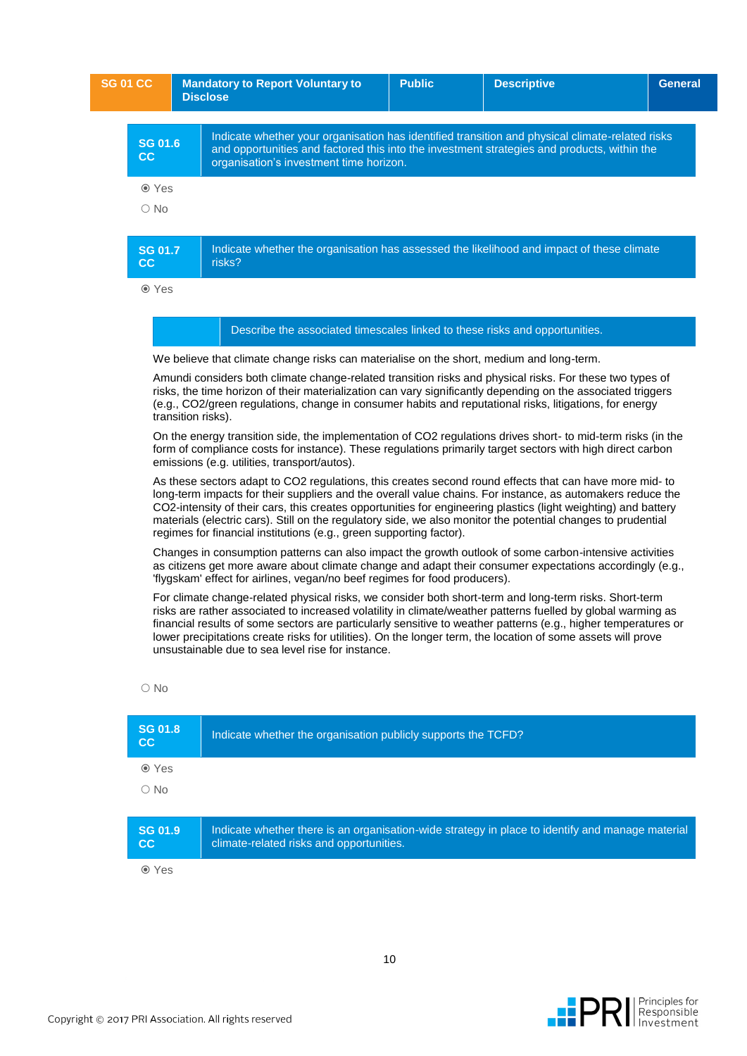| SG 01 CC | Mandatory to Report Voluntary to Disclose | Public | Descriptive | General |
|---|---|---|---|---|

| SG 01.6 CC | Indicate whether your organisation has identified transition and physical climate-related risks and opportunities and factored this into the investment strategies and products, within the organisation's investment time horizon. |
|---|---|

◉ Yes

○ No

| SG 01.7 CC | Indicate whether the organisation has assessed the likelihood and impact of these climate risks? |
|---|---|

◉ Yes

| | Describe the associated timescales linked to these risks and opportunities. |
|---|---|

We believe that climate change risks can materialise on the short, medium and long-term.

Amundi considers both climate change-related transition risks and physical risks. For these two types of risks, the time horizon of their materialization can vary significantly depending on the associated triggers (e.g., CO2/green regulations, change in consumer habits and reputational risks, litigations, for energy transition risks).

On the energy transition side, the implementation of CO2 regulations drives short- to mid-term risks (in the form of compliance costs for instance). These regulations primarily target sectors with high direct carbon emissions (e.g. utilities, transport/autos).

As these sectors adapt to CO2 regulations, this creates second round effects that can have more mid- to long-term impacts for their suppliers and the overall value chains. For instance, as automakers reduce the CO2-intensity of their cars, this creates opportunities for engineering plastics (light weighting) and battery materials (electric cars). Still on the regulatory side, we also monitor the potential changes to prudential regimes for financial institutions (e.g., green supporting factor).

Changes in consumption patterns can also impact the growth outlook of some carbon-intensive activities as citizens get more aware about climate change and adapt their consumer expectations accordingly (e.g., 'flygskam' effect for airlines, vegan/no beef regimes for food producers).

For climate change-related physical risks, we consider both short-term and long-term risks. Short-term risks are rather associated to increased volatility in climate/weather patterns fuelled by global warming as financial results of some sectors are particularly sensitive to weather patterns (e.g., higher temperatures or lower precipitations create risks for utilities). On the longer term, the location of some assets will prove unsustainable due to sea level rise for instance.

○ No

| SG 01.8 CC | Indicate whether the organisation publicly supports the TCFD? |
|---|---|

◉ Yes

○ No

| SG 01.9 CC | Indicate whether there is an organisation-wide strategy in place to identify and manage material climate-related risks and opportunities. |
|---|---|

◉ Yes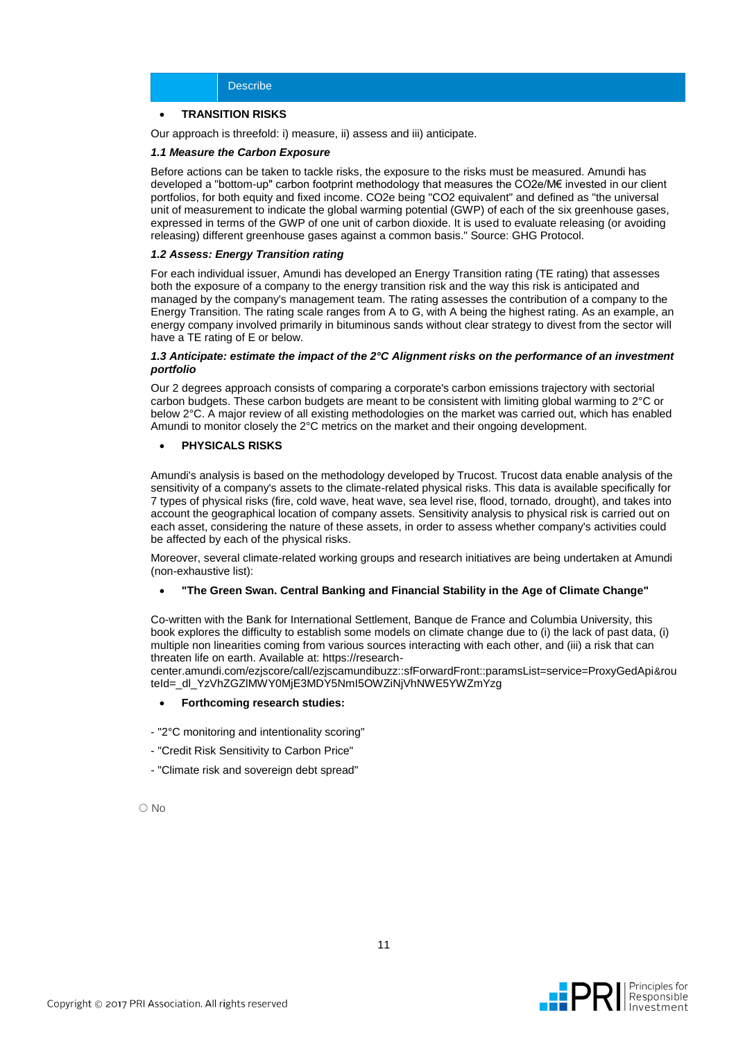| | Describe |
|---|---|

- **TRANSITION RISKS**

Our approach is threefold: i) measure, ii) assess and iii) anticipate.

***1.1 Measure the Carbon Exposure***

Before actions can be taken to tackle risks, the exposure to the risks must be measured. Amundi has developed a "bottom-up" carbon footprint methodology that measures the CO2e/M€ invested in our client portfolios, for both equity and fixed income. CO2e being "CO2 equivalent" and defined as "the universal unit of measurement to indicate the global warming potential (GWP) of each of the six greenhouse gases, expressed in terms of the GWP of one unit of carbon dioxide. It is used to evaluate releasing (or avoiding releasing) different greenhouse gases against a common basis." Source: GHG Protocol.

***1.2 Assess: Energy Transition rating***

For each individual issuer, Amundi has developed an Energy Transition rating (TE rating) that assesses both the exposure of a company to the energy transition risk and the way this risk is anticipated and managed by the company's management team. The rating assesses the contribution of a company to the Energy Transition. The rating scale ranges from A to G, with A being the highest rating. As an example, an energy company involved primarily in bituminous sands without clear strategy to divest from the sector will have a TE rating of E or below.

***1.3 Anticipate: estimate the impact of the 2°C Alignment risks on the performance of an investment portfolio***

Our 2 degrees approach consists of comparing a corporate's carbon emissions trajectory with sectorial carbon budgets. These carbon budgets are meant to be consistent with limiting global warming to 2°C or below 2°C. A major review of all existing methodologies on the market was carried out, which has enabled Amundi to monitor closely the 2°C metrics on the market and their ongoing development.

- **PHYSICALS RISKS**

Amundi's analysis is based on the methodology developed by Trucost. Trucost data enable analysis of the sensitivity of a company's assets to the climate-related physical risks. This data is available specifically for 7 types of physical risks (fire, cold wave, heat wave, sea level rise, flood, tornado, drought), and takes into account the geographical location of company assets. Sensitivity analysis to physical risk is carried out on each asset, considering the nature of these assets, in order to assess whether company's activities could be affected by each of the physical risks.

Moreover, several climate-related working groups and research initiatives are being undertaken at Amundi (non-exhaustive list):

- **"The Green Swan. Central Banking and Financial Stability in the Age of Climate Change"**

Co-written with the Bank for International Settlement, Banque de France and Columbia University, this book explores the difficulty to establish some models on climate change due to (i) the lack of past data, (i) multiple non linearities coming from various sources interacting with each other, and (iii) a risk that can threaten life on earth. Available at: https://research-center.amundi.com/ezjscore/call/ezjscamundibuzz::sfForwardFront::paramsList=service=ProxyGedApi&routeId=_dl_YzVhZGZlMWY0MjE3MDY5NmI5OWZiNjVhNWE5YWZmYzg

- **Forthcoming research studies:**

- "2°C monitoring and intentionality scoring"
- "Credit Risk Sensitivity to Carbon Price"
- "Climate risk and sovereign debt spread"

○ No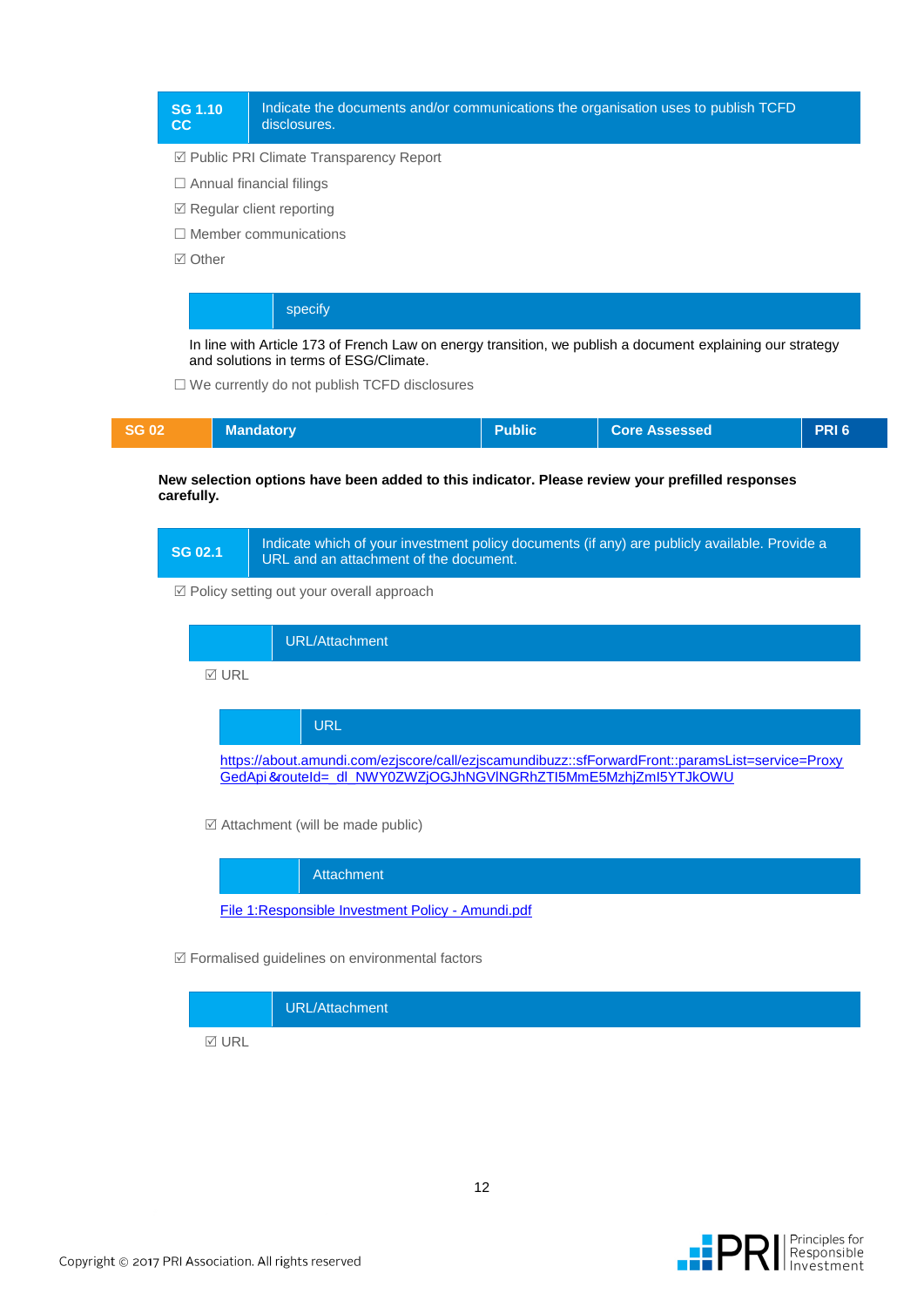| SG 1.10 CC | Indicate the documents and/or communications the organisation uses to publish TCFD disclosures. |
|---|---|

☑ Public PRI Climate Transparency Report

☐ Annual financial filings

☑ Regular client reporting

☐ Member communications

☑ Other

| | specify |
|---|---|

In line with Article 173 of French Law on energy transition, we publish a document explaining our strategy and solutions in terms of ESG/Climate.

☐ We currently do not publish TCFD disclosures

| SG 02 | Mandatory | Public | Core Assessed | PRI 6 |
|---|---|---|---|---|

**New selection options have been added to this indicator. Please review your prefilled responses carefully.**

| SG 02.1 | Indicate which of your investment policy documents (if any) are publicly available. Provide a URL and an attachment of the document. |
|---|---|

☑ Policy setting out your overall approach

| | URL/Attachment |
|---|---|

☑ URL

| | URL |
|---|---|

https://about.amundi.com/ezjscore/call/ezjscamundibuzz::sfForwardFront::paramsList=service=ProxyGedApi&routeId=_dl_NWY0ZWZjOGJhNGVlNGRhZTI5MmE5MzhjZmI5YTJkOWU

☑ Attachment (will be made public)

| | Attachment |
|---|---|

File 1:Responsible Investment Policy - Amundi.pdf

☑ Formalised guidelines on environmental factors

| | URL/Attachment |
|---|---|

☑ URL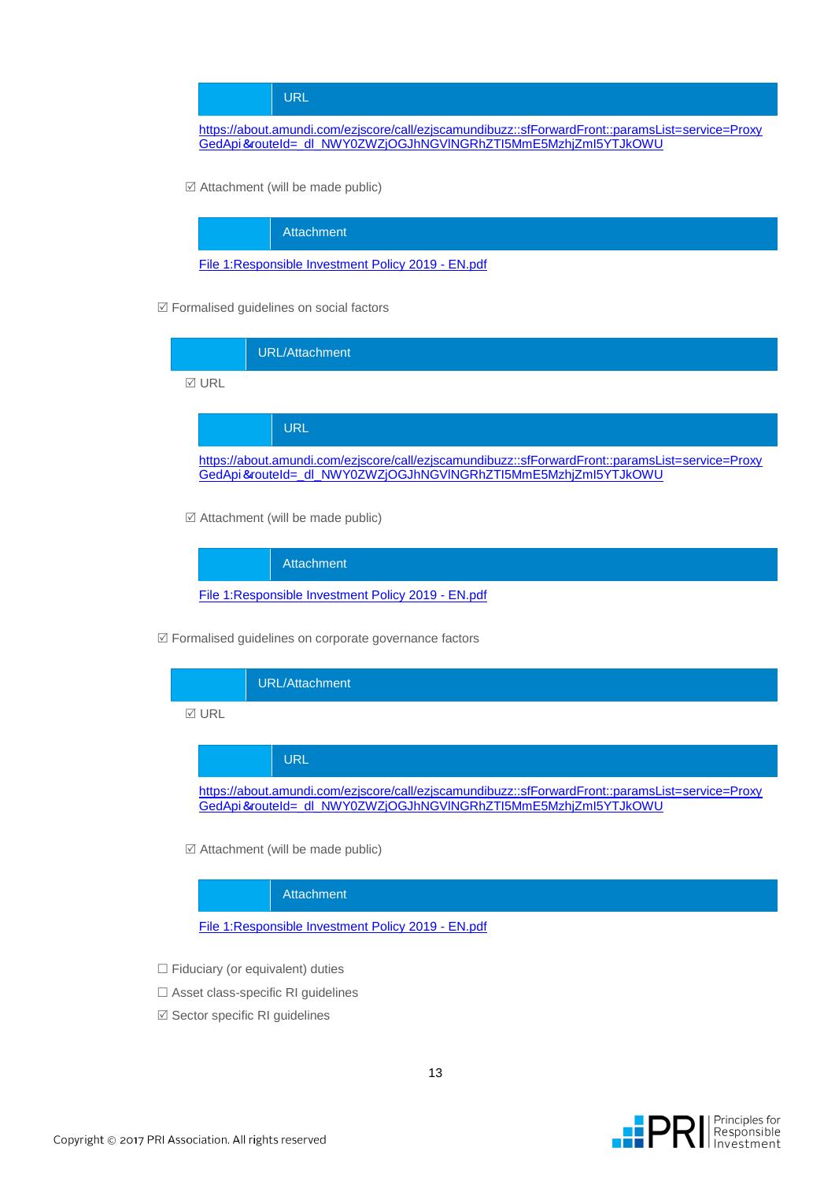| | URL |
|---|---|

https://about.amundi.com/ezjscore/call/ezjscamundibuzz::sfForwardFront::paramsList=service=ProxyGedApi&routeId=_dl_NWY0ZWZjOGJhNGVlNGRhZTI5MmE5MzhjZmI5YTJkOWU

☑ Attachment (will be made public)

| | Attachment |
|---|---|

File 1:Responsible Investment Policy 2019 - EN.pdf

☑ Formalised guidelines on social factors

| | URL/Attachment |
|---|---|

☑ URL

| | URL |
|---|---|

https://about.amundi.com/ezjscore/call/ezjscamundibuzz::sfForwardFront::paramsList=service=ProxyGedApi&routeId=_dl_NWY0ZWZjOGJhNGVlNGRhZTI5MmE5MzhjZmI5YTJkOWU

☑ Attachment (will be made public)

| | Attachment |
|---|---|

File 1:Responsible Investment Policy 2019 - EN.pdf

☑ Formalised guidelines on corporate governance factors

| | URL/Attachment |
|---|---|

☑ URL

| | URL |
|---|---|

https://about.amundi.com/ezjscore/call/ezjscamundibuzz::sfForwardFront::paramsList=service=ProxyGedApi&routeId=_dl_NWY0ZWZjOGJhNGVlNGRhZTI5MmE5MzhjZmI5YTJkOWU

☑ Attachment (will be made public)

| | Attachment |
|---|---|

File 1:Responsible Investment Policy 2019 - EN.pdf

☐ Fiduciary (or equivalent) duties

☐ Asset class-specific RI guidelines

☑ Sector specific RI guidelines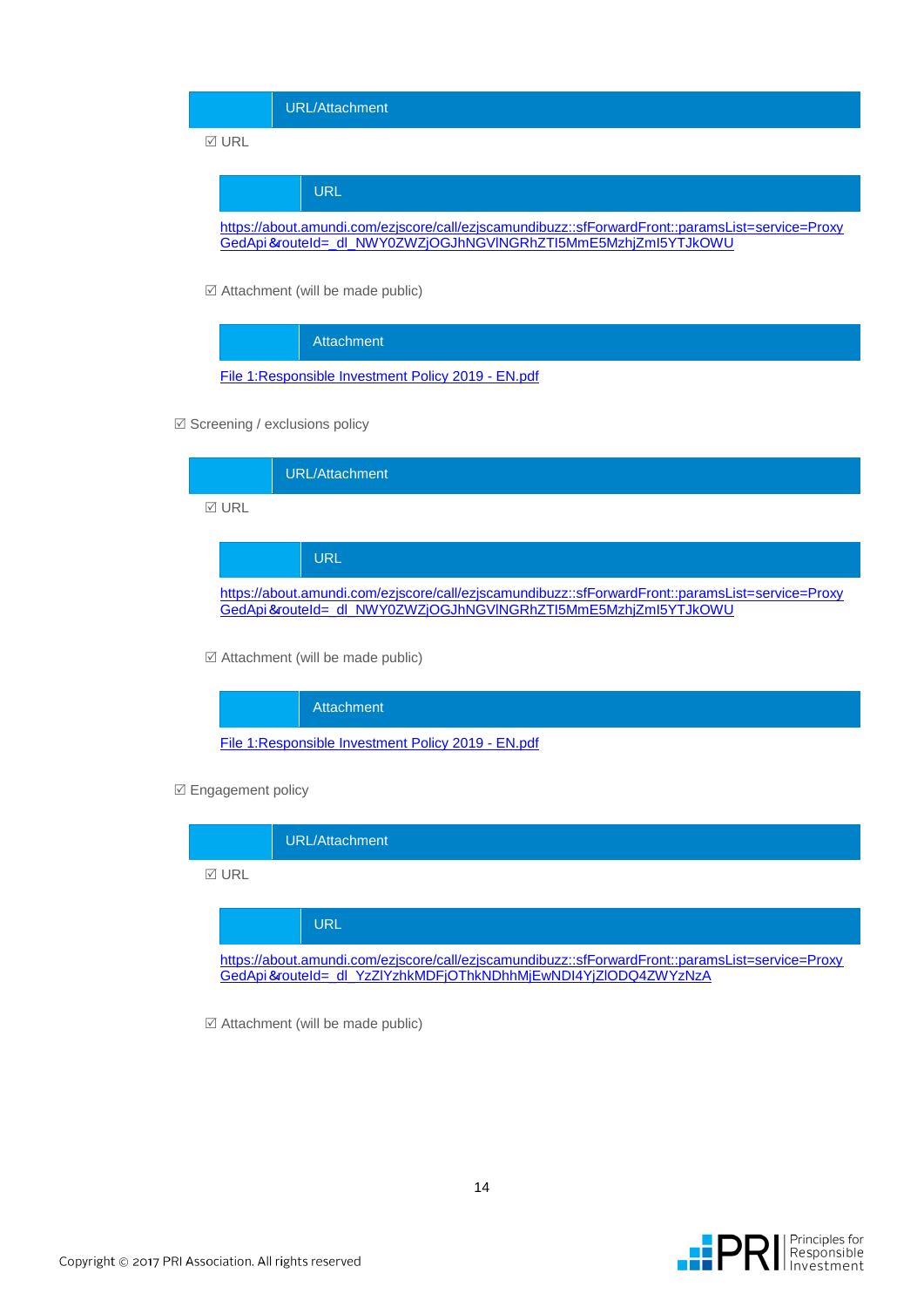| | URL/Attachment |
|---|---|

☑ URL

| | URL |
|---|---|

https://about.amundi.com/ezjscore/call/ezjscamundibuzz::sfForwardFront::paramsList=service=ProxyGedApi&routeId=_dl_NWY0ZWZjOGJhNGVlNGRhZTI5MmE5MzhjZmI5YTJkOWU

☑ Attachment (will be made public)

| | Attachment |
|---|---|

File 1:Responsible Investment Policy 2019 - EN.pdf

☑ Screening / exclusions policy

| | URL/Attachment |
|---|---|

☑ URL

| | URL |
|---|---|

https://about.amundi.com/ezjscore/call/ezjscamundibuzz::sfForwardFront::paramsList=service=ProxyGedApi&routeId=_dl_NWY0ZWZjOGJhNGVlNGRhZTI5MmE5MzhjZmI5YTJkOWU

☑ Attachment (will be made public)

| | Attachment |
|---|---|

File 1:Responsible Investment Policy 2019 - EN.pdf

☑ Engagement policy

| | URL/Attachment |
|---|---|

☑ URL

| | URL |
|---|---|

https://about.amundi.com/ezjscore/call/ezjscamundibuzz::sfForwardFront::paramsList=service=ProxyGedApi&routeId=_dl_YzZlYzhkMDFjOThkNDhhMjEwNDI4YjZlODQ4ZWYzNzA

☑ Attachment (will be made public)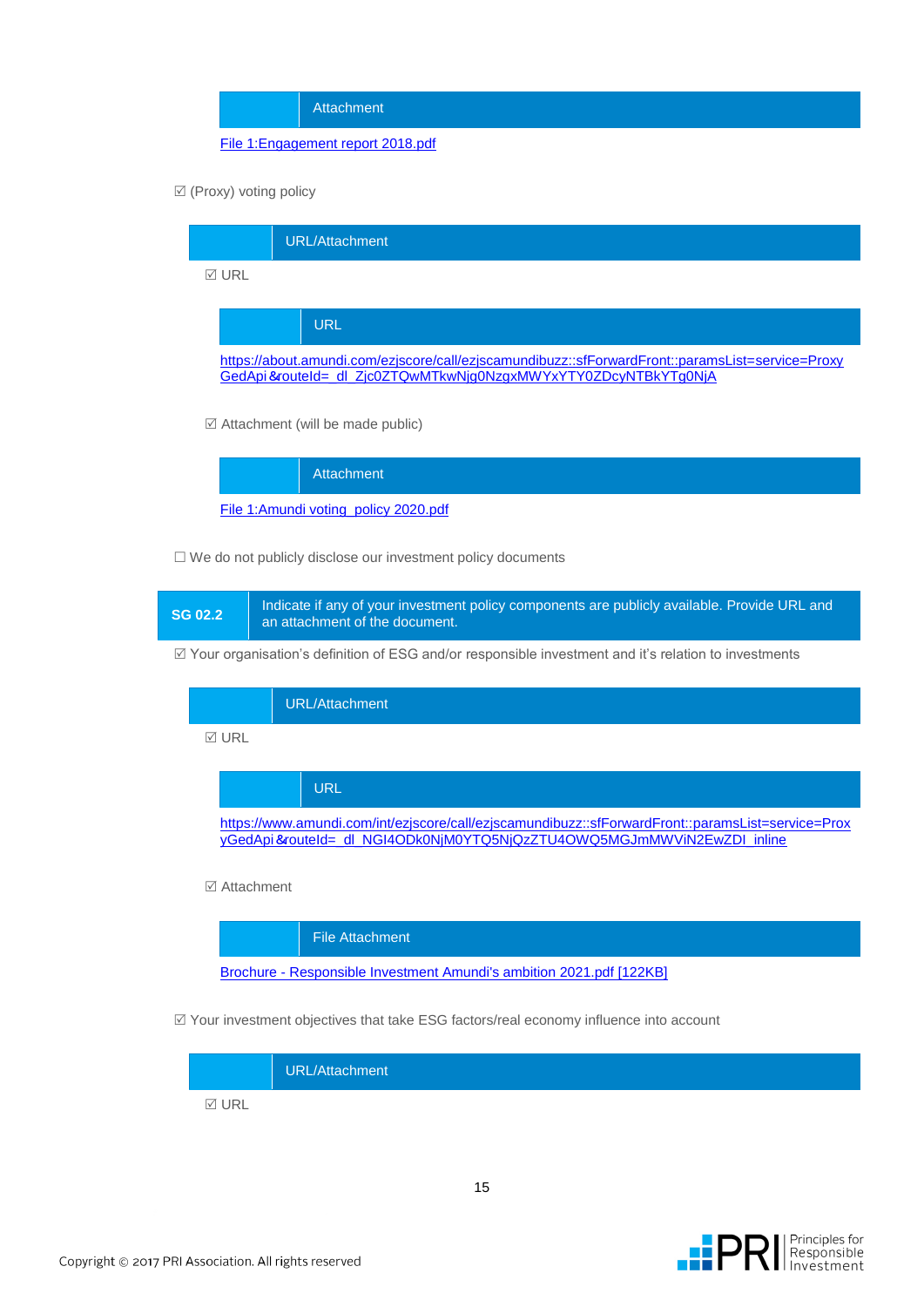| | Attachment |
|---|---|

File 1:Engagement report 2018.pdf

☑ (Proxy) voting policy

| | URL/Attachment |
|---|---|

☑ URL

| | URL |
|---|---|

https://about.amundi.com/ezjscore/call/ezjscamundibuzz::sfForwardFront::paramsList=service=ProxyGedApi&routeId=_dl_Zjc0ZTQwMTkwNjg0NzgxMWYxYTY0ZDcyNTBkYTg0NjA

☑ Attachment (will be made public)

| | Attachment |
|---|---|

File 1:Amundi voting_policy 2020.pdf

☐ We do not publicly disclose our investment policy documents

| SG 02.2 | Indicate if any of your investment policy components are publicly available. Provide URL and an attachment of the document. |
|---|---|

☑ Your organisation's definition of ESG and/or responsible investment and it's relation to investments

| | URL/Attachment |
|---|---|

☑ URL

| | URL |
|---|---|

https://www.amundi.com/int/ezjscore/call/ezjscamundibuzz::sfForwardFront::paramsList=service=ProxyGedApi&routeId=_dl_NGI4ODk0NjM0YTQ5NjQzZTU4OWQ5MGJmMWViN2EwZDI_inline

☑ Attachment

| | File Attachment |
|---|---|

Brochure - Responsible Investment Amundi's ambition 2021.pdf [122KB]

☑ Your investment objectives that take ESG factors/real economy influence into account

| | URL/Attachment |
|---|---|

☑ URL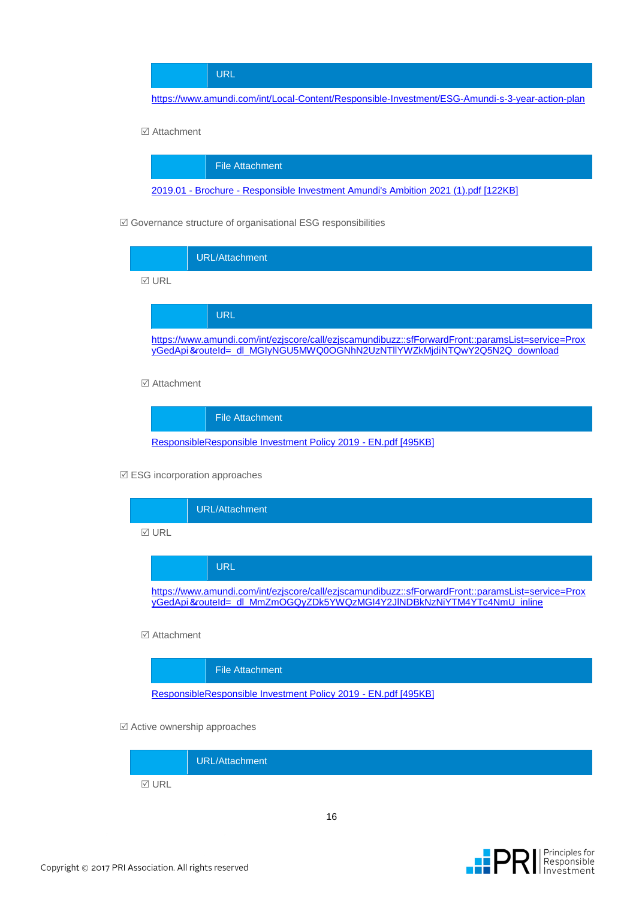| | URL |
|---|---|

https://www.amundi.com/int/Local-Content/Responsible-Investment/ESG-Amundi-s-3-year-action-plan

☑ Attachment

| | File Attachment |
|---|---|

2019.01 - Brochure - Responsible Investment Amundi's Ambition 2021 (1).pdf [122KB]

☑ Governance structure of organisational ESG responsibilities

| | URL/Attachment |
|---|---|

☑ URL

| | URL |
|---|---|

https://www.amundi.com/int/ezjscore/call/ezjscamundibuzz::sfForwardFront::paramsList=service=ProxyGedApi&routeId=_dl_MGIyNGU5MWQ0OGNhN2UzNTllYWZkMjdiNTQwY2Q5N2Q_download

☑ Attachment

| | File Attachment |
|---|---|

ResponsibleResponsible Investment Policy 2019 - EN.pdf [495KB]

☑ ESG incorporation approaches

| | URL/Attachment |
|---|---|

☑ URL

| | URL |
|---|---|

https://www.amundi.com/int/ezjscore/call/ezjscamundibuzz::sfForwardFront::paramsList=service=ProxyGedApi&routeId=_dl_MmZmOGQyZDk5YWQzMGI4Y2JlNDBkNzNiYTM4YTc4NmU_inline

☑ Attachment

| | File Attachment |
|---|---|

ResponsibleResponsible Investment Policy 2019 - EN.pdf [495KB]

☑ Active ownership approaches

| | URL/Attachment |
|---|---|

☑ URL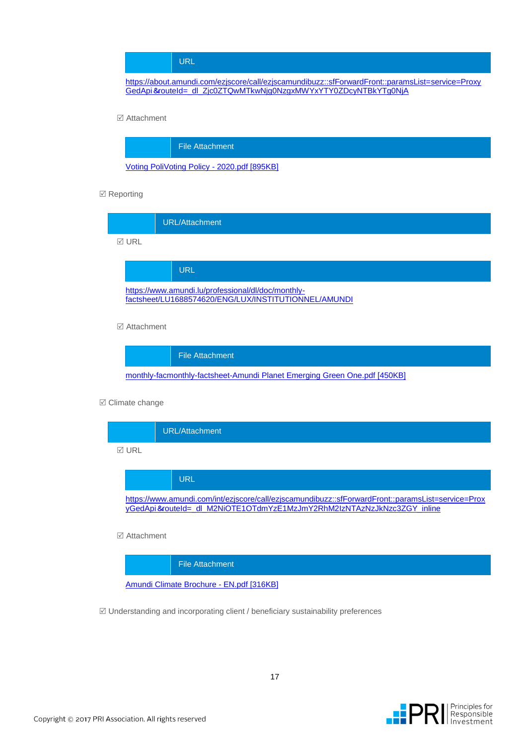| | URL |
|---|---|

https://about.amundi.com/ezjscore/call/ezjscamundibuzz::sfForwardFront::paramsList=service=ProxyGedApi &routeId=_dl_Zjc0ZTQwMTkwNjg0NzgxMWYxYTY0ZDcyNTBkYTg0NjA

☑ Attachment

| | File Attachment |
|---|---|

Voting PoliVoting Policy - 2020.pdf [895KB]

☑ Reporting

| | URL/Attachment |
|---|---|

☑ URL

| | URL |
|---|---|

https://www.amundi.lu/professional/dl/doc/monthly-factsheet/LU1688574620/ENG/LUX/INSTITUTIONNEL/AMUNDI

☑ Attachment

| | File Attachment |
|---|---|

monthly-facmonthly-factsheet-Amundi Planet Emerging Green One.pdf [450KB]

☑ Climate change

| | URL/Attachment |
|---|---|

☑ URL

| | URL |
|---|---|

https://www.amundi.com/int/ezjscore/call/ezjscamundibuzz::sfForwardFront::paramsList=service=ProxyGedApi &routeId=_dl_M2NiOTE1OTdmYzE1MzJmY2RhM2IzNTAzNzJkNzc3ZGY_inline

☑ Attachment

| | File Attachment |
|---|---|

Amundi Climate Brochure - EN.pdf [316KB]

☑ Understanding and incorporating client / beneficiary sustainability preferences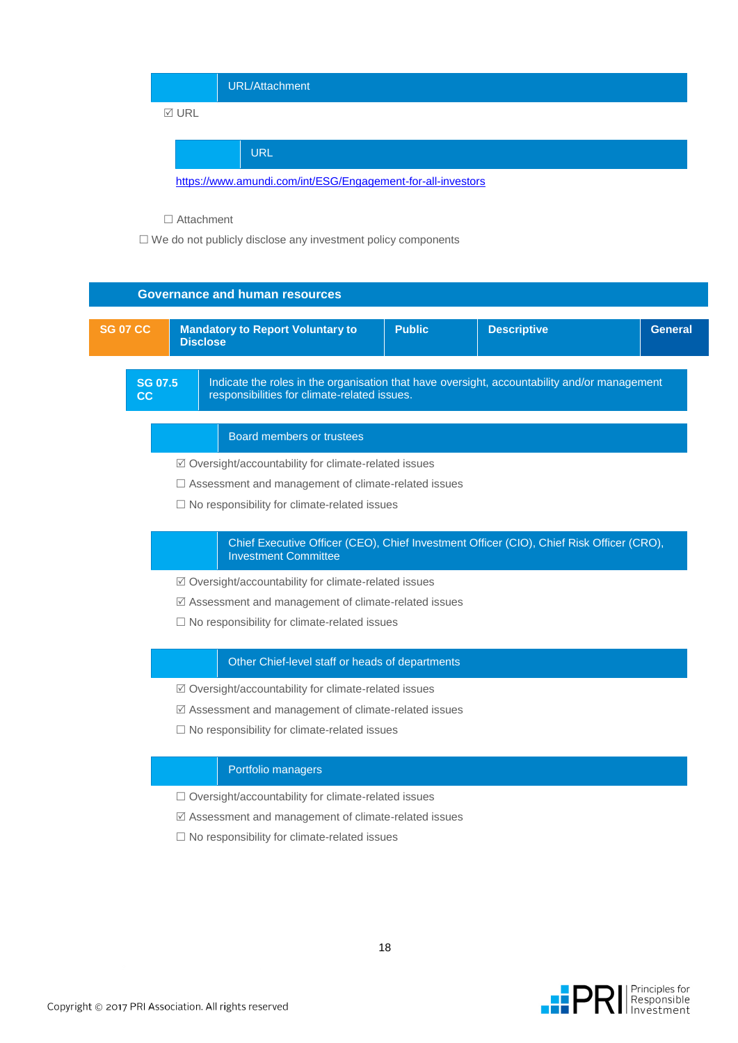URL/Attachment

☑ URL

URL

[https://www.amundi.com/int/ESG/Engagement-for-all-investors](https://www.amundi.com/int/ESG/Engagement-for-all-investors)

☐ Attachment

☐ We do not publicly disclose any investment policy components

## Governance and human resources

| SG 07 CC | Mandatory to Report Voluntary to Disclose | Public | Descriptive | General |
|---|---|---|---|---|

**SG 07.5 CC** Indicate the roles in the organisation that have oversight, accountability and/or management responsibilities for climate-related issues.

Board members or trustees

☑ Oversight/accountability for climate-related issues

☐ Assessment and management of climate-related issues

☐ No responsibility for climate-related issues

Chief Executive Officer (CEO), Chief Investment Officer (CIO), Chief Risk Officer (CRO), Investment Committee

☑ Oversight/accountability for climate-related issues

☑ Assessment and management of climate-related issues

☐ No responsibility for climate-related issues

Other Chief-level staff or heads of departments

☑ Oversight/accountability for climate-related issues

☑ Assessment and management of climate-related issues

☐ No responsibility for climate-related issues

Portfolio managers

☐ Oversight/accountability for climate-related issues

☑ Assessment and management of climate-related issues

☐ No responsibility for climate-related issues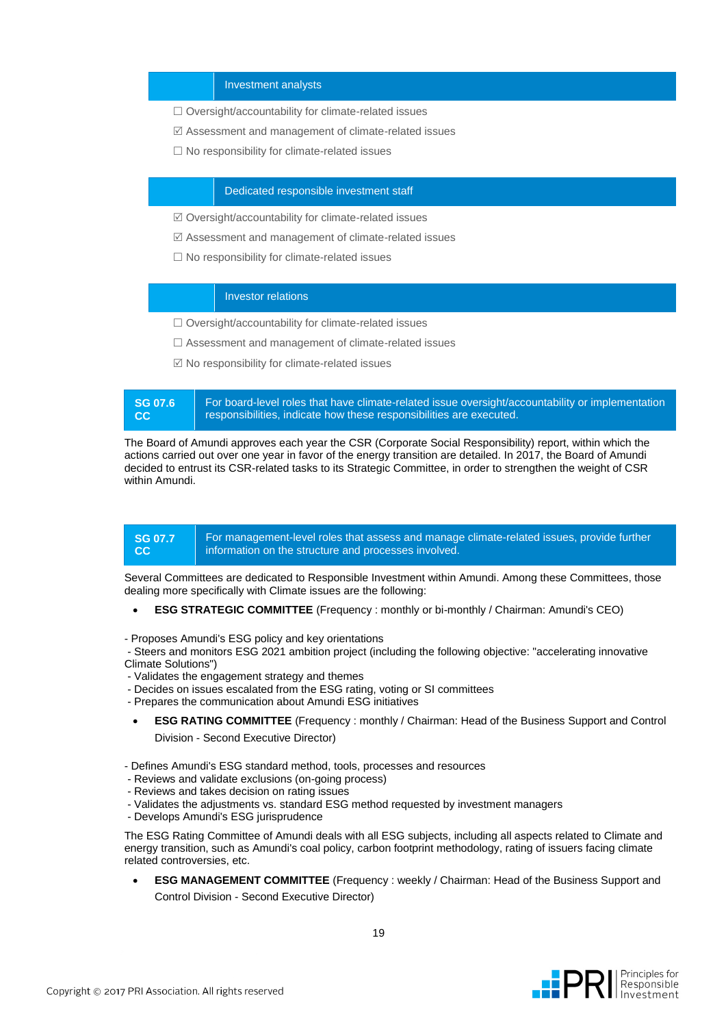### Investment analysts

☐ Oversight/accountability for climate-related issues

☑ Assessment and management of climate-related issues

☐ No responsibility for climate-related issues

### Dedicated responsible investment staff

☑ Oversight/accountability for climate-related issues

☑ Assessment and management of climate-related issues

☐ No responsibility for climate-related issues

### Investor relations

☐ Oversight/accountability for climate-related issues

☐ Assessment and management of climate-related issues

☑ No responsibility for climate-related issues

| SG 07.6 CC | For board-level roles that have climate-related issue oversight/accountability or implementation responsibilities, indicate how these responsibilities are executed. |
|---|---|

The Board of Amundi approves each year the CSR (Corporate Social Responsibility) report, within which the actions carried out over one year in favor of the energy transition are detailed. In 2017, the Board of Amundi decided to entrust its CSR-related tasks to its Strategic Committee, in order to strengthen the weight of CSR within Amundi.

| SG 07.7 CC | For management-level roles that assess and manage climate-related issues, provide further information on the structure and processes involved. |
|---|---|

Several Committees are dedicated to Responsible Investment within Amundi. Among these Committees, those dealing more specifically with Climate issues are the following:

- **ESG STRATEGIC COMMITTEE** (Frequency : monthly or bi-monthly / Chairman: Amundi's CEO)

- Proposes Amundi's ESG policy and key orientations
- Steers and monitors ESG 2021 ambition project (including the following objective: "accelerating innovative Climate Solutions")
- Validates the engagement strategy and themes
- Decides on issues escalated from the ESG rating, voting or SI committees
- Prepares the communication about Amundi ESG initiatives

- **ESG RATING COMMITTEE** (Frequency : monthly / Chairman: Head of the Business Support and Control Division - Second Executive Director)

- Defines Amundi's ESG standard method, tools, processes and resources
- Reviews and validate exclusions (on-going process)
- Reviews and takes decision on rating issues
- Validates the adjustments vs. standard ESG method requested by investment managers
- Develops Amundi's ESG jurisprudence

The ESG Rating Committee of Amundi deals with all ESG subjects, including all aspects related to Climate and energy transition, such as Amundi's coal policy, carbon footprint methodology, rating of issuers facing climate related controversies, etc.

- **ESG MANAGEMENT COMMITTEE** (Frequency : weekly / Chairman: Head of the Business Support and Control Division - Second Executive Director)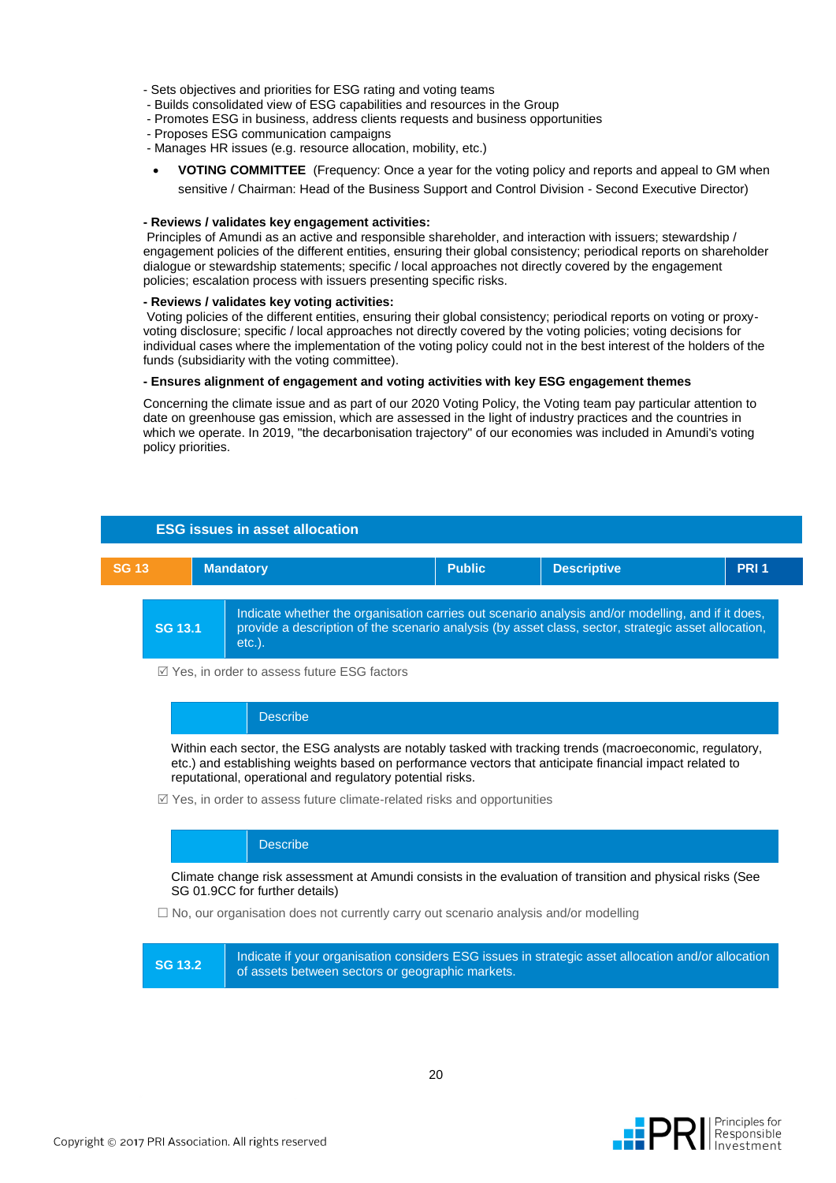- Sets objectives and priorities for ESG rating and voting teams
- Builds consolidated view of ESG capabilities and resources in the Group
- Promotes ESG in business, address clients requests and business opportunities
- Proposes ESG communication campaigns
- Manages HR issues (e.g. resource allocation, mobility, etc.)

- **VOTING COMMITTEE** (Frequency: Once a year for the voting policy and reports and appeal to GM when sensitive / Chairman: Head of the Business Support and Control Division - Second Executive Director)

**- Reviews / validates key engagement activities:**
Principles of Amundi as an active and responsible shareholder, and interaction with issuers; stewardship / engagement policies of the different entities, ensuring their global consistency; periodical reports on shareholder dialogue or stewardship statements; specific / local approaches not directly covered by the engagement policies; escalation process with issuers presenting specific risks.

**- Reviews / validates key voting activities:**
Voting policies of the different entities, ensuring their global consistency; periodical reports on voting or proxy-voting disclosure; specific / local approaches not directly covered by the voting policies; voting decisions for individual cases where the implementation of the voting policy could not in the best interest of the holders of the funds (subsidiarity with the voting committee).

**- Ensures alignment of engagement and voting activities with key ESG engagement themes**

Concerning the climate issue and as part of our 2020 Voting Policy, the Voting team pay particular attention to date on greenhouse gas emission, which are assessed in the light of industry practices and the countries in which we operate. In 2019, "the decarbonisation trajectory" of our economies was included in Amundi's voting policy priorities.

## ESG issues in asset allocation

| SG 13 | Mandatory | Public | Descriptive | PRI 1 |
|---|---|---|---|---|

| SG 13.1 | Indicate whether the organisation carries out scenario analysis and/or modelling, and if it does, provide a description of the scenario analysis (by asset class, sector, strategic asset allocation, etc.). |
|---|---|

☑ Yes, in order to assess future ESG factors

**Describe**

Within each sector, the ESG analysts are notably tasked with tracking trends (macroeconomic, regulatory, etc.) and establishing weights based on performance vectors that anticipate financial impact related to reputational, operational and regulatory potential risks.

☑ Yes, in order to assess future climate-related risks and opportunities

**Describe**

Climate change risk assessment at Amundi consists in the evaluation of transition and physical risks (See SG 01.9CC for further details)

☐ No, our organisation does not currently carry out scenario analysis and/or modelling

| SG 13.2 | Indicate if your organisation considers ESG issues in strategic asset allocation and/or allocation of assets between sectors or geographic markets. |
|---|---|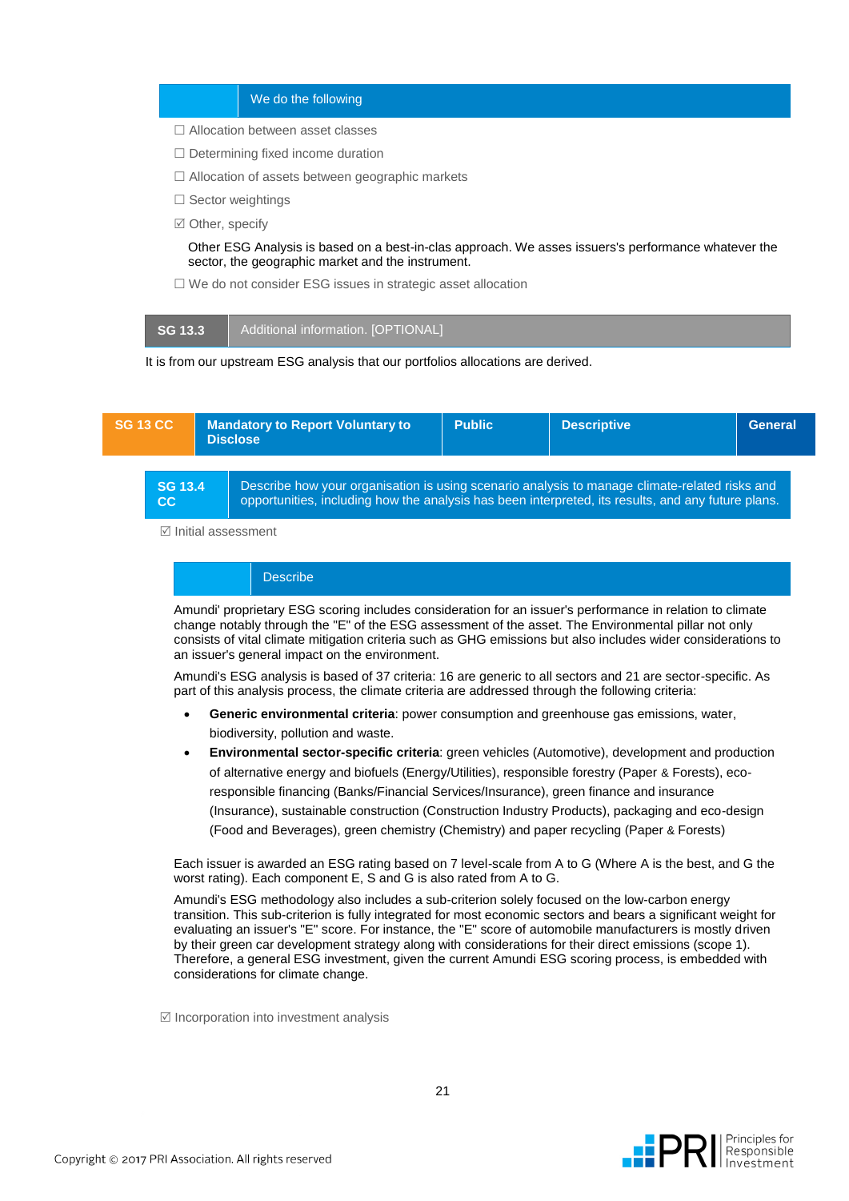| | We do the following |
|---|---|

☐ Allocation between asset classes

☐ Determining fixed income duration

☐ Allocation of assets between geographic markets

☐ Sector weightings

☑ Other, specify

Other ESG Analysis is based on a best-in-clas approach. We asses issuers's performance whatever the sector, the geographic market and the instrument.

☐ We do not consider ESG issues in strategic asset allocation

| SG 13.3 | Additional information. [OPTIONAL] |
|---|---|

It is from our upstream ESG analysis that our portfolios allocations are derived.

| SG 13 CC | Mandatory to Report Voluntary to Disclose | Public | Descriptive | General |
|---|---|---|---|---|

| SG 13.4 CC | Describe how your organisation is using scenario analysis to manage climate-related risks and opportunities, including how the analysis has been interpreted, its results, and any future plans. |
|---|---|

☑ Initial assessment

| | Describe |
|---|---|

Amundi' proprietary ESG scoring includes consideration for an issuer's performance in relation to climate change notably through the "E" of the ESG assessment of the asset. The Environmental pillar not only consists of vital climate mitigation criteria such as GHG emissions but also includes wider considerations to an issuer's general impact on the environment.

Amundi's ESG analysis is based of 37 criteria: 16 are generic to all sectors and 21 are sector-specific. As part of this analysis process, the climate criteria are addressed through the following criteria:

- **Generic environmental criteria**: power consumption and greenhouse gas emissions, water, biodiversity, pollution and waste.
- **Environmental sector-specific criteria**: green vehicles (Automotive), development and production of alternative energy and biofuels (Energy/Utilities), responsible forestry (Paper & Forests), eco-responsible financing (Banks/Financial Services/Insurance), green finance and insurance (Insurance), sustainable construction (Construction Industry Products), packaging and eco-design (Food and Beverages), green chemistry (Chemistry) and paper recycling (Paper & Forests)

Each issuer is awarded an ESG rating based on 7 level-scale from A to G (Where A is the best, and G the worst rating). Each component E, S and G is also rated from A to G.

Amundi's ESG methodology also includes a sub-criterion solely focused on the low-carbon energy transition. This sub-criterion is fully integrated for most economic sectors and bears a significant weight for evaluating an issuer's "E" score. For instance, the "E" score of automobile manufacturers is mostly driven by their green car development strategy along with considerations for their direct emissions (scope 1). Therefore, a general ESG investment, given the current Amundi ESG scoring process, is embedded with considerations for climate change.

☑ Incorporation into investment analysis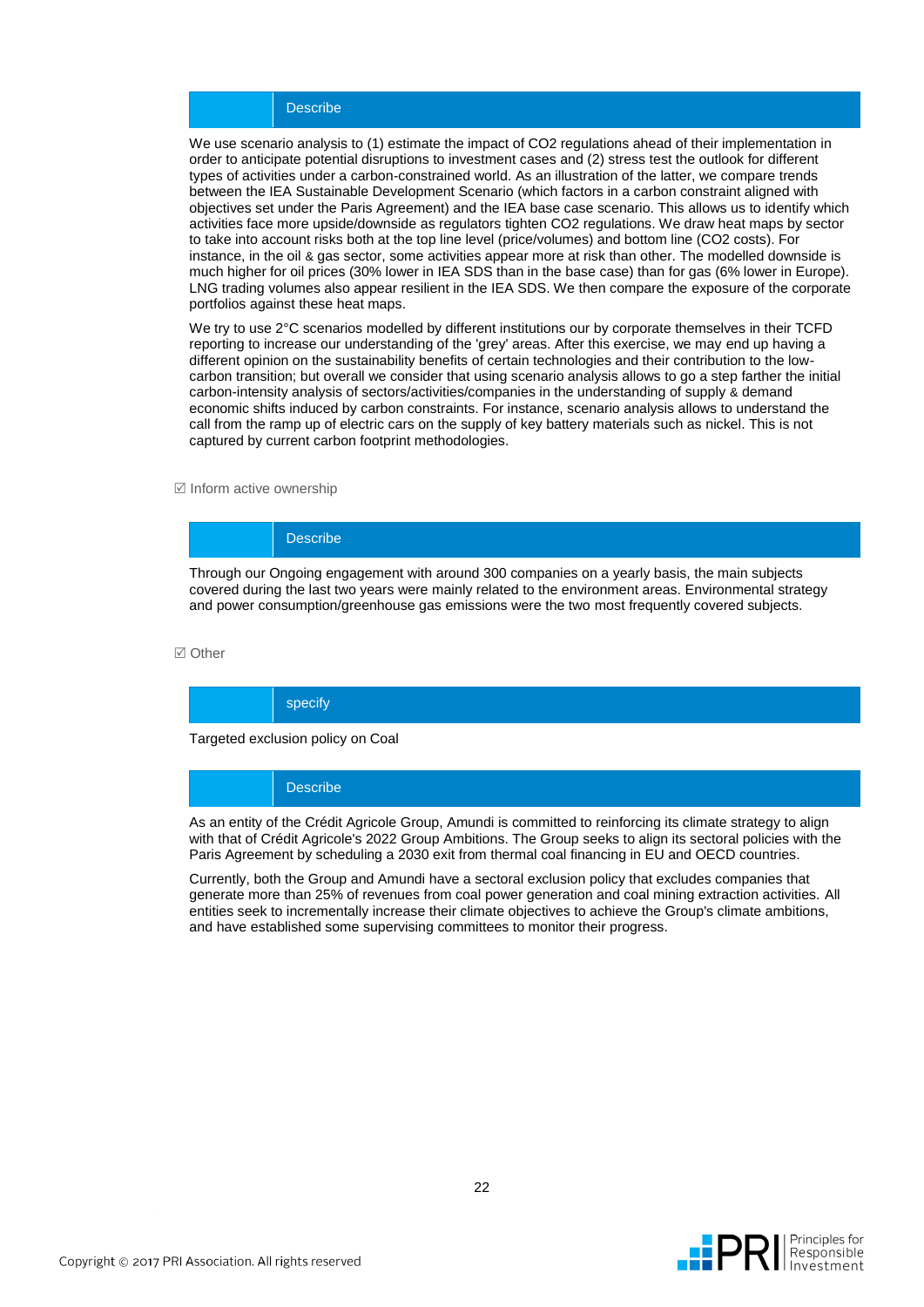| | Describe |
|---|---|

We use scenario analysis to (1) estimate the impact of $CO_2$ regulations ahead of their implementation in order to anticipate potential disruptions to investment cases and (2) stress test the outlook for different types of activities under a carbon-constrained world. As an illustration of the latter, we compare trends between the IEA Sustainable Development Scenario (which factors in a carbon constraint aligned with objectives set under the Paris Agreement) and the IEA base case scenario. This allows us to identify which activities face more upside/downside as regulators tighten $CO_2$ regulations. We draw heat maps by sector to take into account risks both at the top line level (price/volumes) and bottom line ($CO_2$ costs). For instance, in the oil & gas sector, some activities appear more at risk than other. The modelled downside is much higher for oil prices (30% lower in IEA SDS than in the base case) than for gas (6% lower in Europe). LNG trading volumes also appear resilient in the IEA SDS. We then compare the exposure of the corporate portfolios against these heat maps.

We try to use 2°C scenarios modelled by different institutions our by corporate themselves in their TCFD reporting to increase our understanding of the 'grey' areas. After this exercise, we may end up having a different opinion on the sustainability benefits of certain technologies and their contribution to the low-carbon transition; but overall we consider that using scenario analysis allows to go a step farther the initial carbon-intensity analysis of sectors/activities/companies in the understanding of supply & demand economic shifts induced by carbon constraints. For instance, scenario analysis allows to understand the call from the ramp up of electric cars on the supply of key battery materials such as nickel. This is not captured by current carbon footprint methodologies.

☑ Inform active ownership

| | Describe |
|---|---|

Through our Ongoing engagement with around 300 companies on a yearly basis, the main subjects covered during the last two years were mainly related to the environment areas. Environmental strategy and power consumption/greenhouse gas emissions were the two most frequently covered subjects.

☑ Other

| | specify |
|---|---|

Targeted exclusion policy on Coal

| | Describe |
|---|---|

As an entity of the Crédit Agricole Group, Amundi is committed to reinforcing its climate strategy to align with that of Crédit Agricole's 2022 Group Ambitions. The Group seeks to align its sectoral policies with the Paris Agreement by scheduling a 2030 exit from thermal coal financing in EU and OECD countries.

Currently, both the Group and Amundi have a sectoral exclusion policy that excludes companies that generate more than 25% of revenues from coal power generation and coal mining extraction activities. All entities seek to incrementally increase their climate objectives to achieve the Group's climate ambitions, and have established some supervising committees to monitor their progress.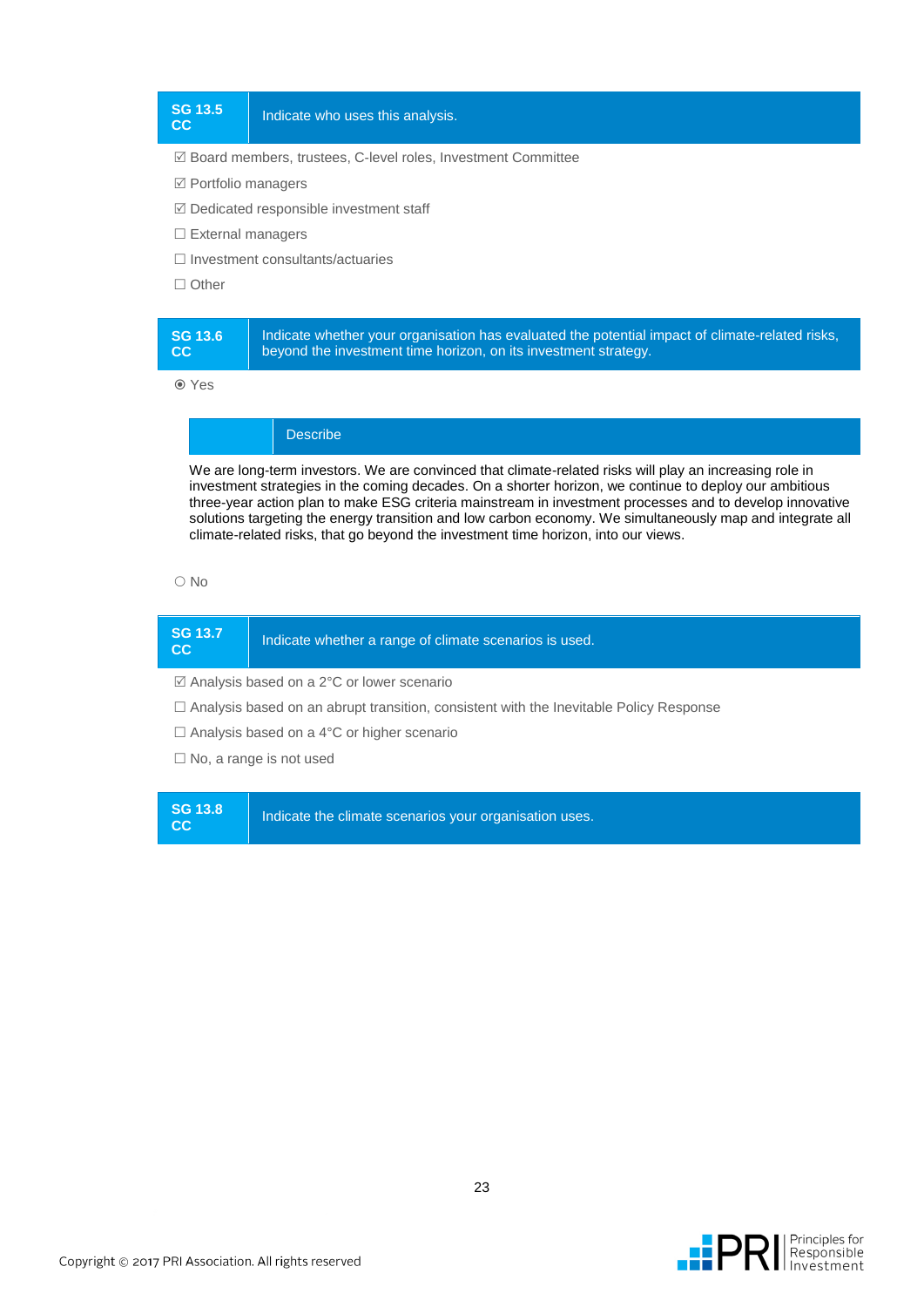| SG 13.5 CC | Indicate who uses this analysis. |
|---|---|

☑ Board members, trustees, C-level roles, Investment Committee

☑ Portfolio managers

☑ Dedicated responsible investment staff

☐ External managers

☐ Investment consultants/actuaries

☐ Other

| SG 13.6 CC | Indicate whether your organisation has evaluated the potential impact of climate-related risks, beyond the investment time horizon, on its investment strategy. |
|---|---|

◉ Yes

| | Describe |
|---|---|

We are long-term investors. We are convinced that climate-related risks will play an increasing role in investment strategies in the coming decades. On a shorter horizon, we continue to deploy our ambitious three-year action plan to make ESG criteria mainstream in investment processes and to develop innovative solutions targeting the energy transition and low carbon economy. We simultaneously map and integrate all climate-related risks, that go beyond the investment time horizon, into our views.

○ No

| SG 13.7 CC | Indicate whether a range of climate scenarios is used. |
|---|---|

☑ Analysis based on a 2°C or lower scenario

☐ Analysis based on an abrupt transition, consistent with the Inevitable Policy Response

☐ Analysis based on a 4°C or higher scenario

☐ No, a range is not used

| SG 13.8 CC | Indicate the climate scenarios your organisation uses. |
|---|---|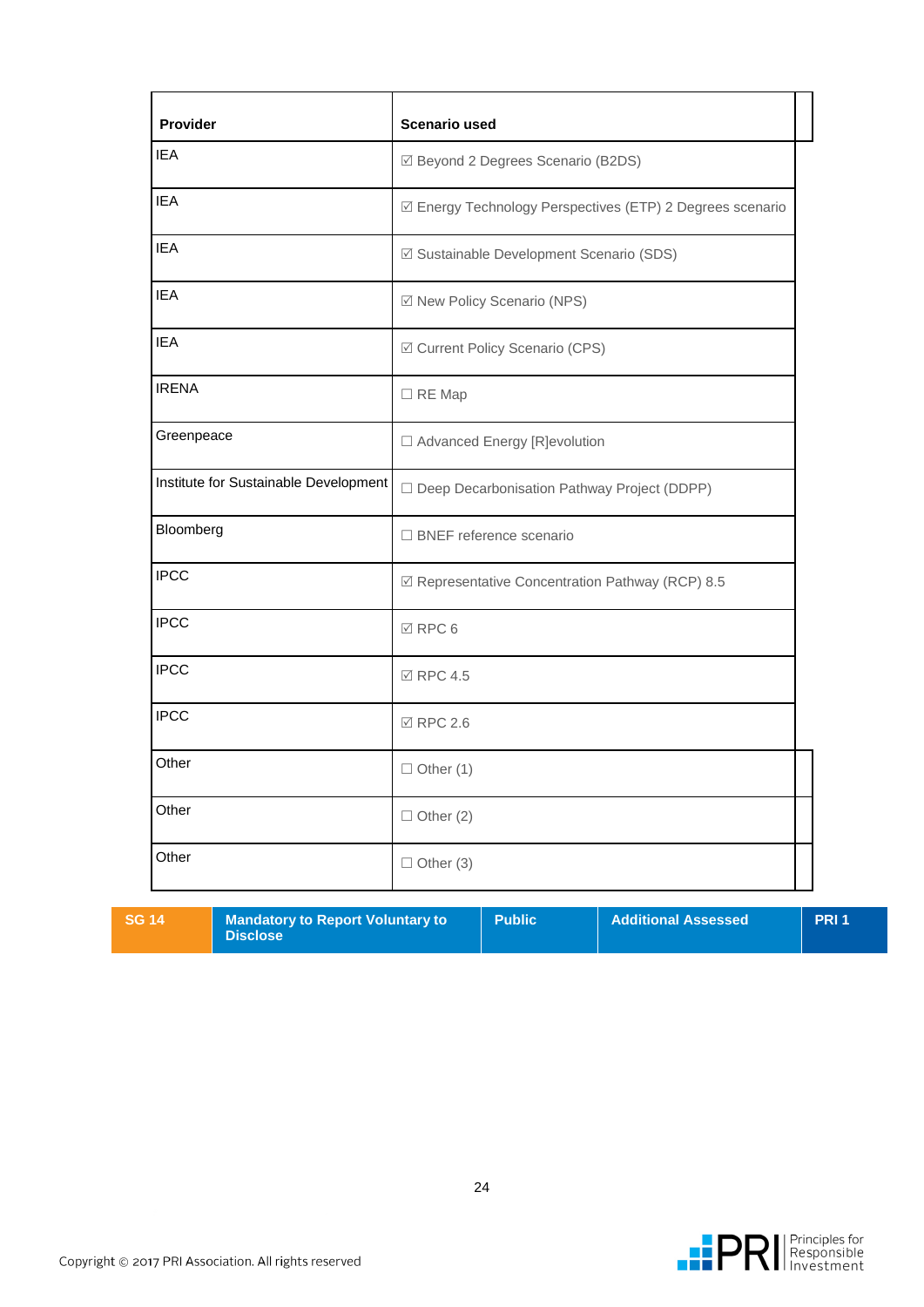| Provider | Scenario used |
|---|---|
| IEA | ☑ Beyond 2 Degrees Scenario (B2DS) |
| IEA | ☑ Energy Technology Perspectives (ETP) 2 Degrees scenario |
| IEA | ☑ Sustainable Development Scenario (SDS) |
| IEA | ☑ New Policy Scenario (NPS) |
| IEA | ☑ Current Policy Scenario (CPS) |
| IRENA | ☐ RE Map |
| Greenpeace | ☐ Advanced Energy [R]evolution |
| Institute for Sustainable Development | ☐ Deep Decarbonisation Pathway Project (DDPP) |
| Bloomberg | ☐ BNEF reference scenario |
| IPCC | ☑ Representative Concentration Pathway (RCP) 8.5 |
| IPCC | ☑ RPC 6 |
| IPCC | ☑ RPC 4.5 |
| IPCC | ☑ RPC 2.6 |
| Other | ☐ Other (1) |
| Other | ☐ Other (2) |
| Other | ☐ Other (3) |

| SG 14 | Mandatory to Report Voluntary to Disclose | Public | Additional Assessed | PRI 1 |
|---|---|---|---|---|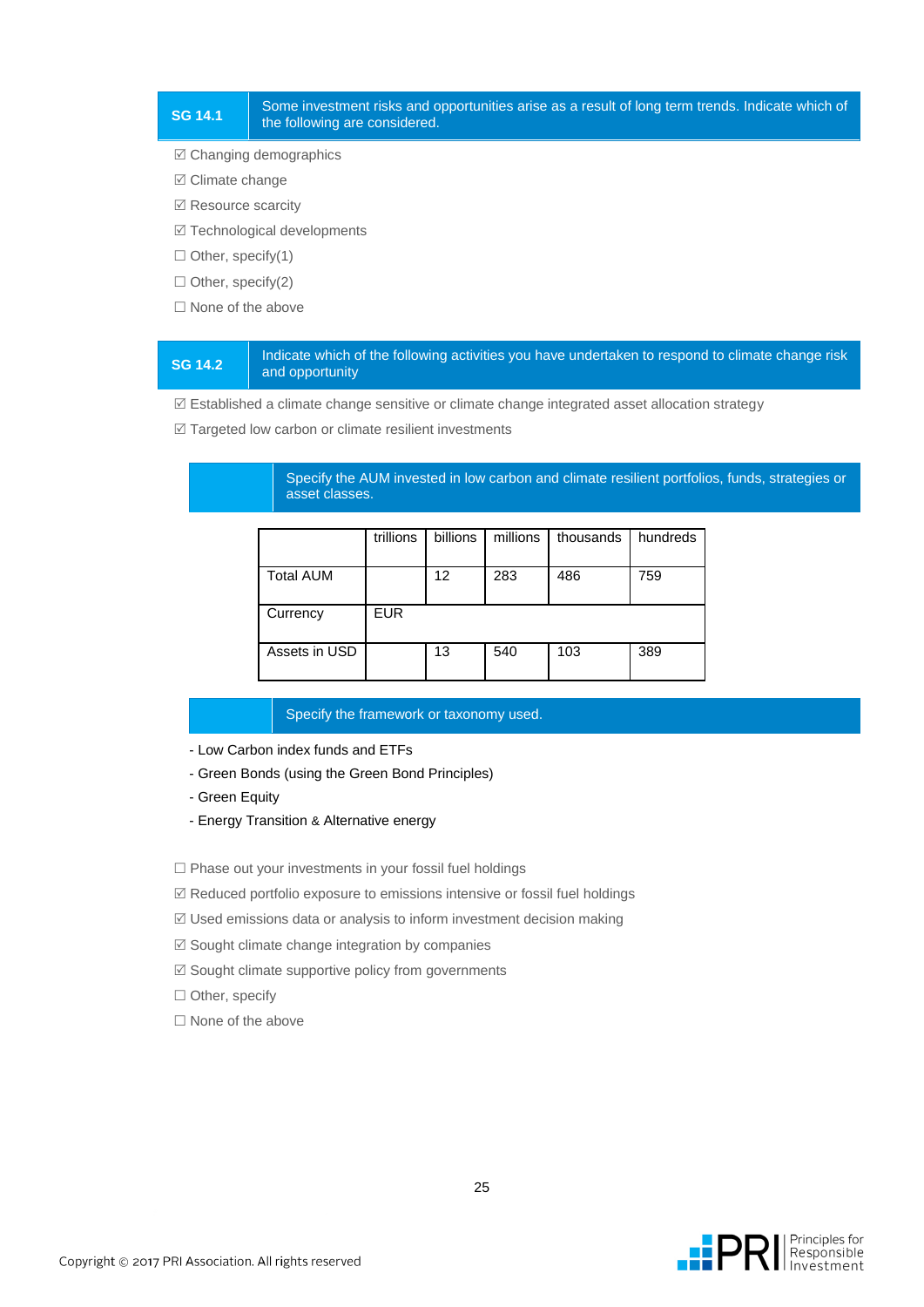| SG 14.1 | Some investment risks and opportunities arise as a result of long term trends. Indicate which of the following are considered. |
|---|---|

☑ Changing demographics

☑ Climate change

☑ Resource scarcity

☑ Technological developments

☐ Other, specify(1)

☐ Other, specify(2)

☐ None of the above

| SG 14.2 | Indicate which of the following activities you have undertaken to respond to climate change risk and opportunity |
|---|---|

☑ Established a climate change sensitive or climate change integrated asset allocation strategy

☑ Targeted low carbon or climate resilient investments

**Specify the AUM invested in low carbon and climate resilient portfolios, funds, strategies or asset classes.**

| | trillions | billions | millions | thousands | hundreds |
|---|---|---|---|---|---|
| Total AUM | | 12 | 283 | 486 | 759 |
| Currency | EUR | | | | |
| Assets in USD | | 13 | 540 | 103 | 389 |

**Specify the framework or taxonomy used.**

- Low Carbon index funds and ETFs
- Green Bonds (using the Green Bond Principles)
- Green Equity
- Energy Transition & Alternative energy

☐ Phase out your investments in your fossil fuel holdings

☑ Reduced portfolio exposure to emissions intensive or fossil fuel holdings

☑ Used emissions data or analysis to inform investment decision making

☑ Sought climate change integration by companies

☑ Sought climate supportive policy from governments

☐ Other, specify

☐ None of the above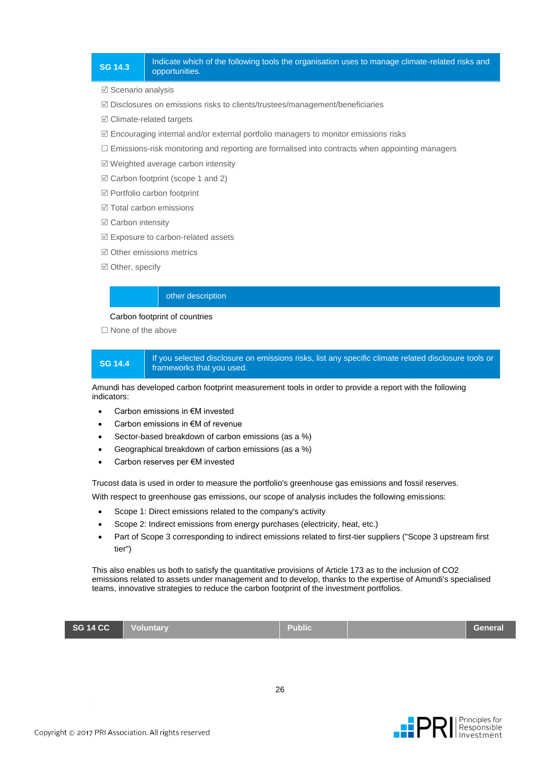| SG 14.3 | Indicate which of the following tools the organisation uses to manage climate-related risks and opportunities. |
|---|---|

☑ Scenario analysis

☑ Disclosures on emissions risks to clients/trustees/management/beneficiaries

☑ Climate-related targets

☑ Encouraging internal and/or external portfolio managers to monitor emissions risks

☐ Emissions-risk monitoring and reporting are formalised into contracts when appointing managers

☑ Weighted average carbon intensity

☑ Carbon footprint (scope 1 and 2)

☑ Portfolio carbon footprint

☑ Total carbon emissions

☑ Carbon intensity

☑ Exposure to carbon-related assets

☑ Other emissions metrics

☑ Other, specify

| | other description |
|---|---|

Carbon footprint of countries

☐ None of the above

| SG 14.4 | If you selected disclosure on emissions risks, list any specific climate related disclosure tools or frameworks that you used. |
|---|---|

Amundi has developed carbon footprint measurement tools in order to provide a report with the following indicators:

- Carbon emissions in €M invested
- Carbon emissions in €M of revenue
- Sector-based breakdown of carbon emissions (as a %)
- Geographical breakdown of carbon emissions (as a %)
- Carbon reserves per €M invested

Trucost data is used in order to measure the portfolio's greenhouse gas emissions and fossil reserves.

With respect to greenhouse gas emissions, our scope of analysis includes the following emissions:

- Scope 1: Direct emissions related to the company's activity
- Scope 2: Indirect emissions from energy purchases (electricity, heat, etc.)
- Part of Scope 3 corresponding to indirect emissions related to first-tier suppliers ("Scope 3 upstream first tier")

This also enables us both to satisfy the quantitative provisions of Article 173 as to the inclusion of $CO_2$ emissions related to assets under management and to develop, thanks to the expertise of Amundi's specialised teams, innovative strategies to reduce the carbon footprint of the investment portfolios.

| SG 14 CC | Voluntary | Public | | General |
|---|---|---|---|---|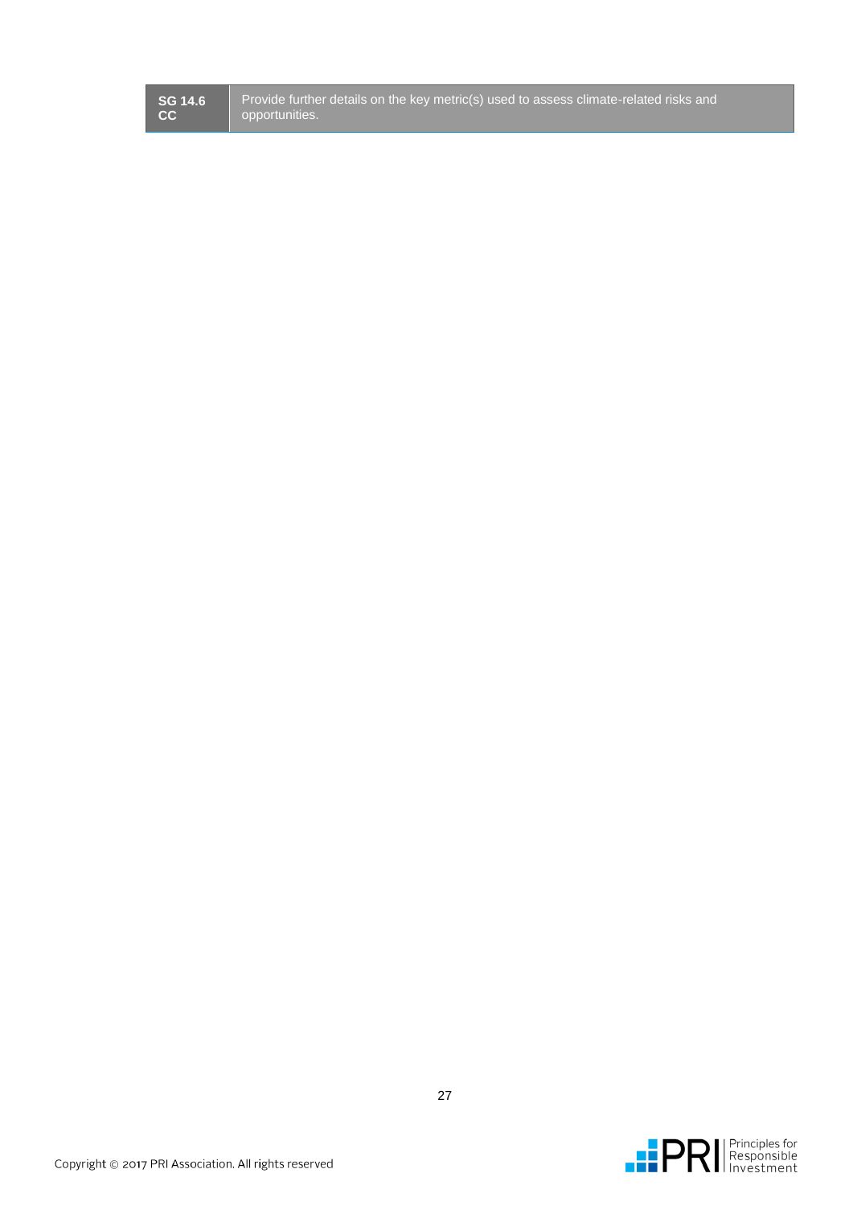| SG 14.6 CC | Provide further details on the key metric(s) used to assess climate-related risks and opportunities. |
|---|---|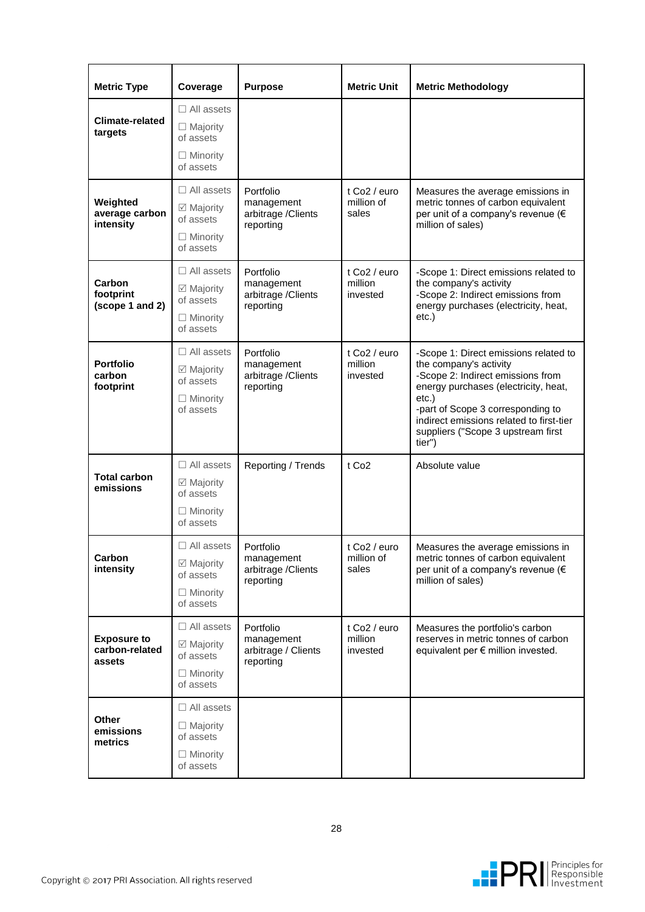| Metric Type | Coverage | Purpose | Metric Unit | Metric Methodology |
|---|---|---|---|---|
| **Climate-related targets** | ☐ All assets<br>☐ Majority of assets<br>☐ Minority of assets | | | |
| **Weighted average carbon intensity** | ☐ All assets<br>☑ Majority of assets<br>☐ Minority of assets | Portfolio management arbitrage /Clients reporting | t Co2 / euro million of sales | Measures the average emissions in metric tonnes of carbon equivalent per unit of a company's revenue (€ million of sales) |
| **Carbon footprint (scope 1 and 2)** | ☐ All assets<br>☑ Majority of assets<br>☐ Minority of assets | Portfolio management arbitrage /Clients reporting | t Co2 / euro million invested | -Scope 1: Direct emissions related to the company's activity<br>-Scope 2: Indirect emissions from energy purchases (electricity, heat, etc.) |
| **Portfolio carbon footprint** | ☐ All assets<br>☑ Majority of assets<br>☐ Minority of assets | Portfolio management arbitrage /Clients reporting | t Co2 / euro million invested | -Scope 1: Direct emissions related to the company's activity<br>-Scope 2: Indirect emissions from energy purchases (electricity, heat, etc.)<br>-part of Scope 3 corresponding to indirect emissions related to first-tier suppliers ("Scope 3 upstream first tier") |
| **Total carbon emissions** | ☐ All assets<br>☑ Majority of assets<br>☐ Minority of assets | Reporting / Trends | t Co2 | Absolute value |
| **Carbon intensity** | ☐ All assets<br>☑ Majority of assets<br>☐ Minority of assets | Portfolio management arbitrage /Clients reporting | t Co2 / euro million of sales | Measures the average emissions in metric tonnes of carbon equivalent per unit of a company's revenue (€ million of sales) |
| **Exposure to carbon-related assets** | ☐ All assets<br>☑ Majority of assets<br>☐ Minority of assets | Portfolio management arbitrage / Clients reporting | t Co2 / euro million invested | Measures the portfolio's carbon reserves in metric tonnes of carbon equivalent per € million invested. |
| **Other emissions metrics** | ☐ All assets<br>☐ Majority of assets<br>☐ Minority of assets | | | |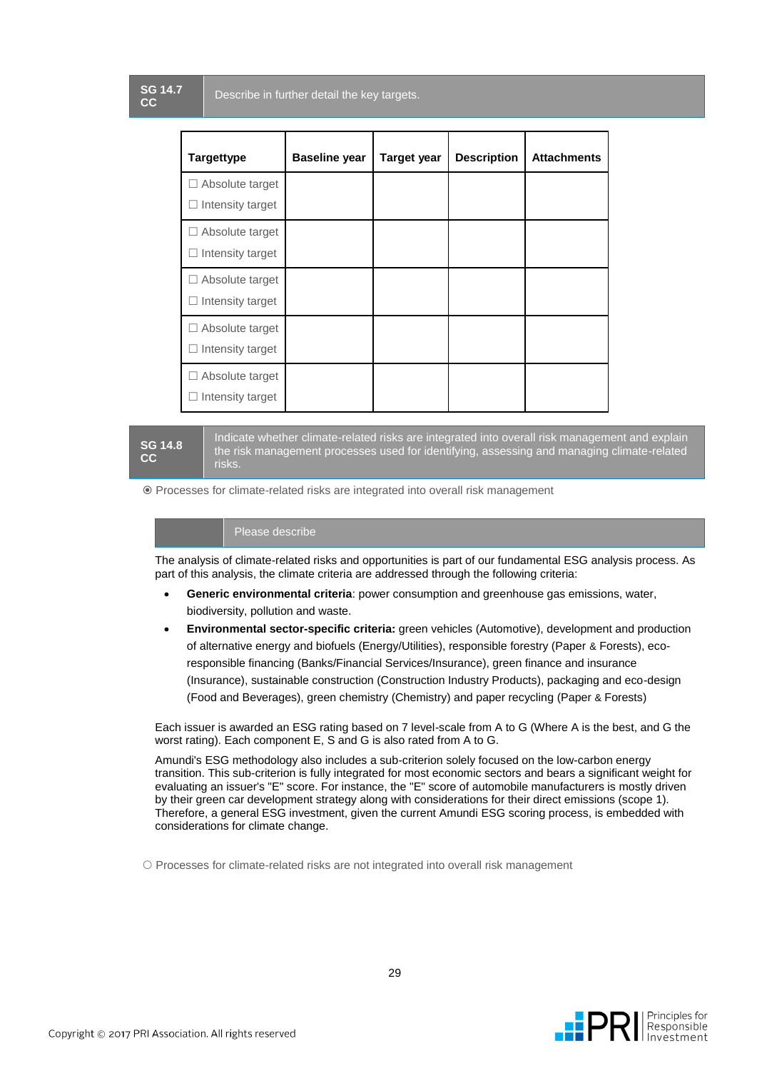**SG 14.7 CC** — Describe in further detail the key targets.

| Targettype | Baseline year | Target year | Description | Attachments |
| --- | --- | --- | --- | --- |
| ☐ Absolute target ☐ Intensity target | | | | |
| ☐ Absolute target ☐ Intensity target | | | | |
| ☐ Absolute target ☐ Intensity target | | | | |
| ☐ Absolute target ☐ Intensity target | | | | |
| ☐ Absolute target ☐ Intensity target | | | | |

**SG 14.8 CC** — Indicate whether climate-related risks are integrated into overall risk management and explain the risk management processes used for identifying, assessing and managing climate-related risks.

◉ Processes for climate-related risks are integrated into overall risk management

Please describe

The analysis of climate-related risks and opportunities is part of our fundamental ESG analysis process. As part of this analysis, the climate criteria are addressed through the following criteria:

- **Generic environmental criteria**: power consumption and greenhouse gas emissions, water, biodiversity, pollution and waste.
- **Environmental sector-specific criteria:** green vehicles (Automotive), development and production of alternative energy and biofuels (Energy/Utilities), responsible forestry (Paper & Forests), eco-responsible financing (Banks/Financial Services/Insurance), green finance and insurance (Insurance), sustainable construction (Construction Industry Products), packaging and eco-design (Food and Beverages), green chemistry (Chemistry) and paper recycling (Paper & Forests)

Each issuer is awarded an ESG rating based on 7 level-scale from A to G (Where A is the best, and G the worst rating). Each component E, S and G is also rated from A to G.

Amundi's ESG methodology also includes a sub-criterion solely focused on the low-carbon energy transition. This sub-criterion is fully integrated for most economic sectors and bears a significant weight for evaluating an issuer's "E" score. For instance, the "E" score of automobile manufacturers is mostly driven by their green car development strategy along with considerations for their direct emissions (scope 1). Therefore, a general ESG investment, given the current Amundi ESG scoring process, is embedded with considerations for climate change.

○ Processes for climate-related risks are not integrated into overall risk management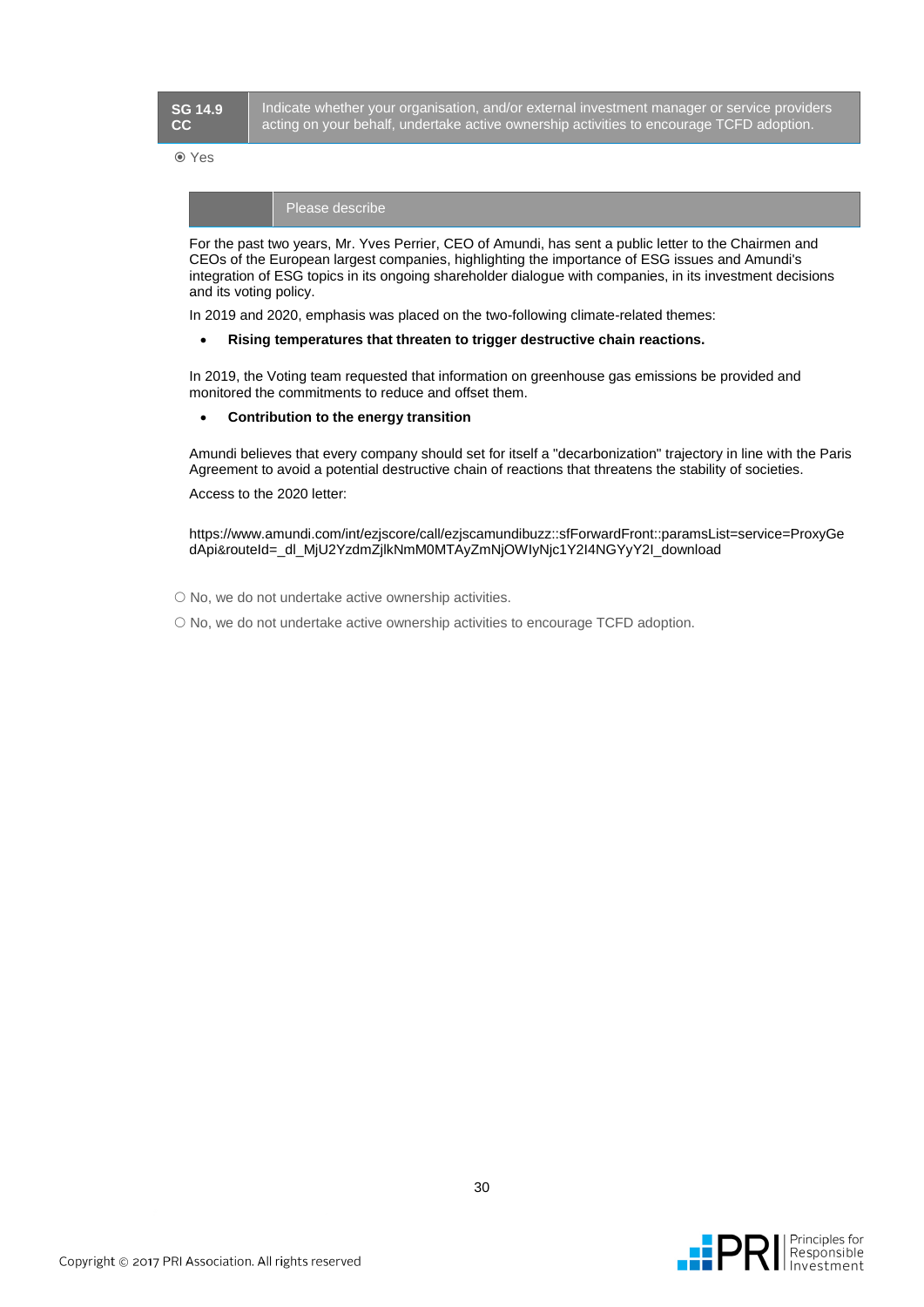| SG 14.9 CC | Indicate whether your organisation, and/or external investment manager or service providers acting on your behalf, undertake active ownership activities to encourage TCFD adoption. |
|---|---|

◉ Yes

| | Please describe |
|---|---|

For the past two years, Mr. Yves Perrier, CEO of Amundi, has sent a public letter to the Chairmen and CEOs of the European largest companies, highlighting the importance of ESG issues and Amundi's integration of ESG topics in its ongoing shareholder dialogue with companies, in its investment decisions and its voting policy.

In 2019 and 2020, emphasis was placed on the two-following climate-related themes:

- **Rising temperatures that threaten to trigger destructive chain reactions.**

In 2019, the Voting team requested that information on greenhouse gas emissions be provided and monitored the commitments to reduce and offset them.

- **Contribution to the energy transition**

Amundi believes that every company should set for itself a "decarbonization" trajectory in line with the Paris Agreement to avoid a potential destructive chain of reactions that threatens the stability of societies.

Access to the 2020 letter:

https://www.amundi.com/int/ezjscore/call/ezjscamundibuzz::sfForwardFront::paramsList=service=ProxyGedApi&routeId=_dl_MjU2YzdmZjlkNmM0MTAyZmNjOWIyNjc1Y2I4NGYyY2I_download

○ No, we do not undertake active ownership activities.

○ No, we do not undertake active ownership activities to encourage TCFD adoption.

Copyright © 2017 PRI Association. All rights reserved